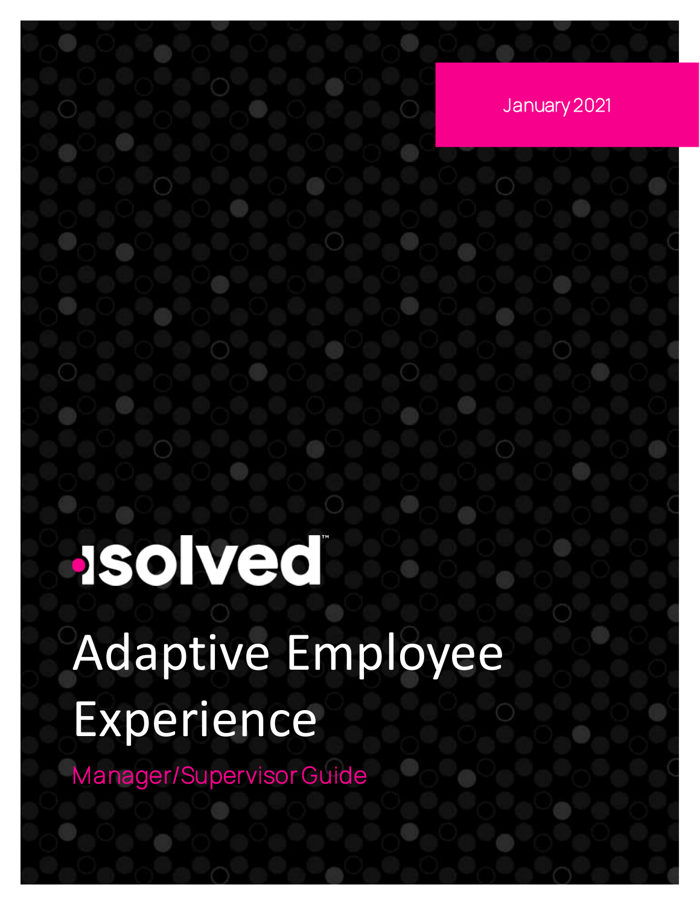January 2021

isolved™

# Adaptive Employee Experience

## Manager/Supervisor Guide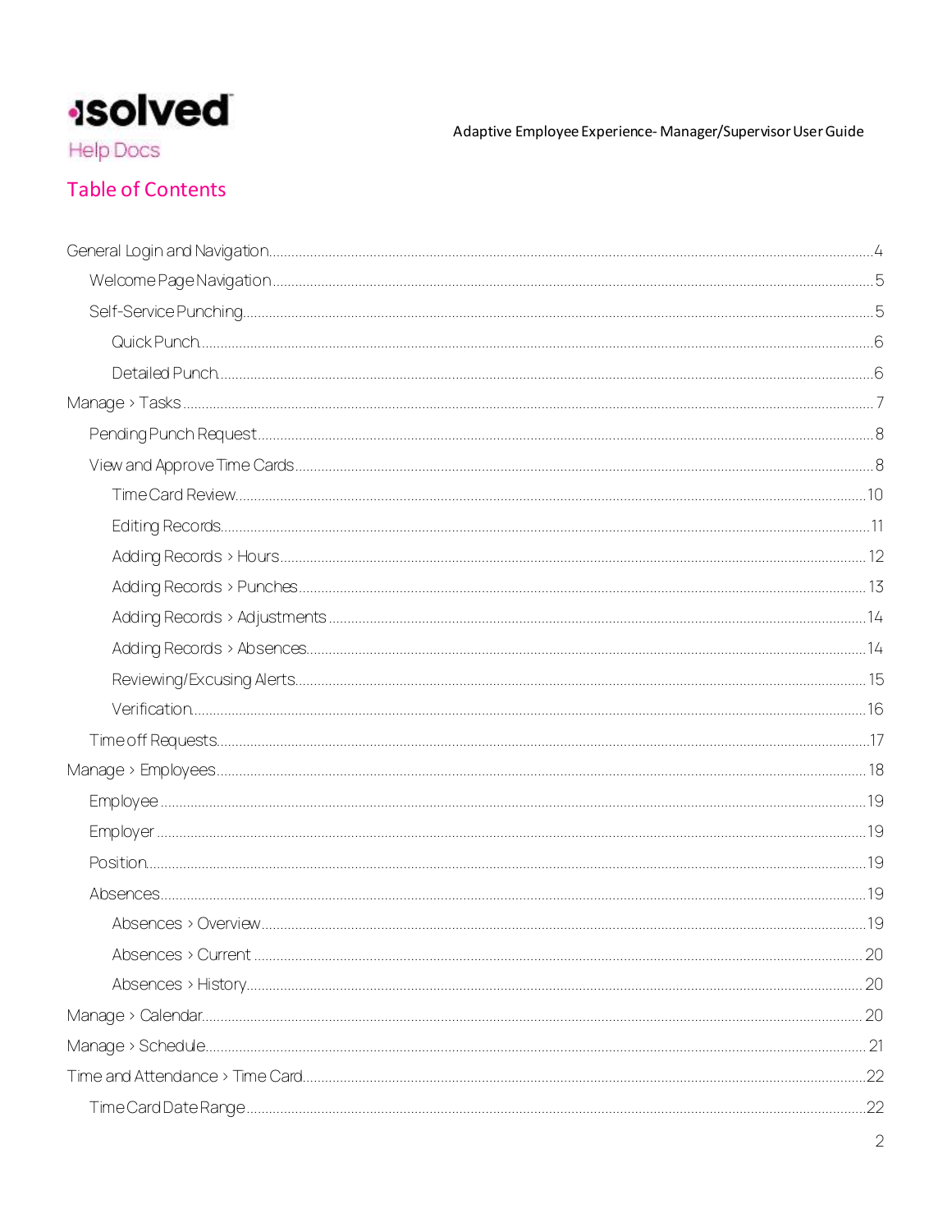## Table of Contents

- General Login and Navigation....4
  - Welcome Page Navigation....5
  - Self-Service Punching....5
    - Quick Punch....6
    - Detailed Punch....6
- Manage > Tasks....7
  - Pending Punch Request....8
  - View and Approve Time Cards....8
    - Time Card Review....10
    - Editing Records....11
    - Adding Records > Hours....12
    - Adding Records > Punches....13
    - Adding Records > Adjustments....14
    - Adding Records > Absences....14
    - Reviewing/Excusing Alerts....15
    - Verification....16
  - Time off Requests....17
- Manage > Employees....18
  - Employee....19
  - Employer....19
  - Position....19
  - Absences....19
    - Absences > Overview....19
    - Absences > Current....20
    - Absences > History....20
- Manage > Calendar....20
- Manage > Schedule....21
- Time and Attendance > Time Card....22
  - Time Card Date Range....22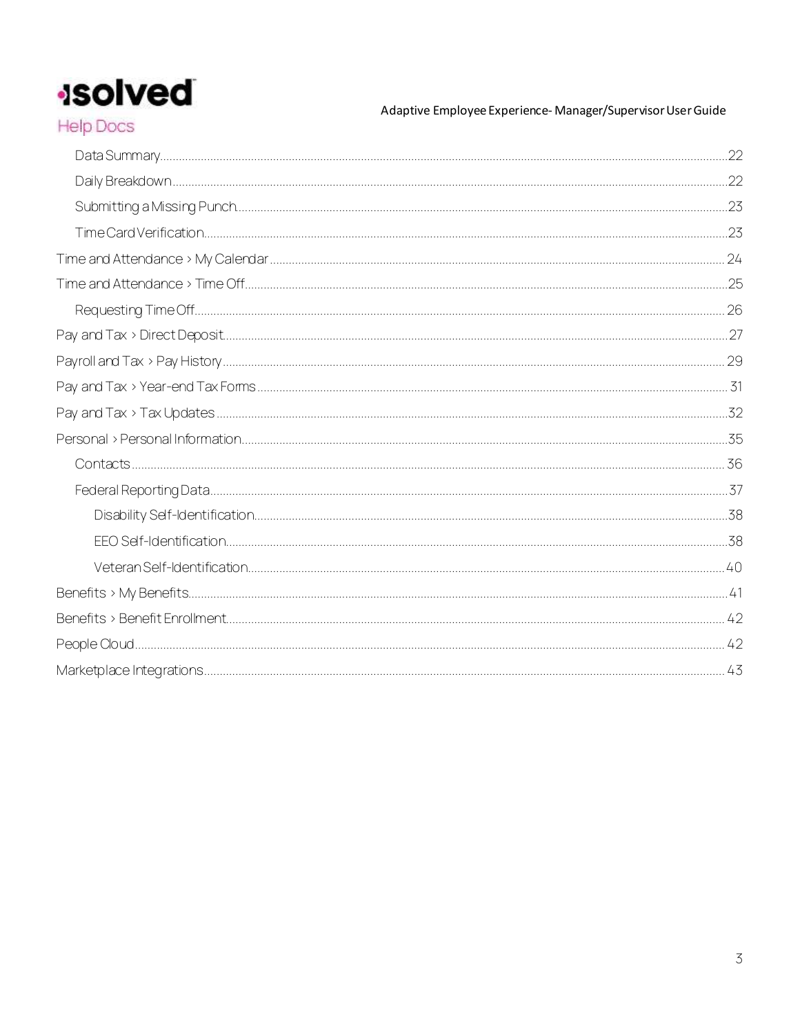- Data Summary ..... 22
- Daily Breakdown ..... 22
- Submitting a Missing Punch ..... 23
- Time Card Verification ..... 23

Time and Attendance > My Calendar ..... 24

Time and Attendance > Time Off ..... 25

- Requesting Time Off ..... 26

Pay and Tax > Direct Deposit ..... 27

Payroll and Tax > Pay History ..... 29

Pay and Tax > Year-end Tax Forms ..... 31

Pay and Tax > Tax Updates ..... 32

Personal > Personal Information ..... 35

- Contacts ..... 36
- Federal Reporting Data ..... 37
  - Disability Self-Identification ..... 38
  - EEO Self-Identification ..... 38
  - Veteran Self-Identification ..... 40

Benefits > My Benefits ..... 41

Benefits > Benefit Enrollment ..... 42

People Cloud ..... 42

Marketplace Integrations ..... 43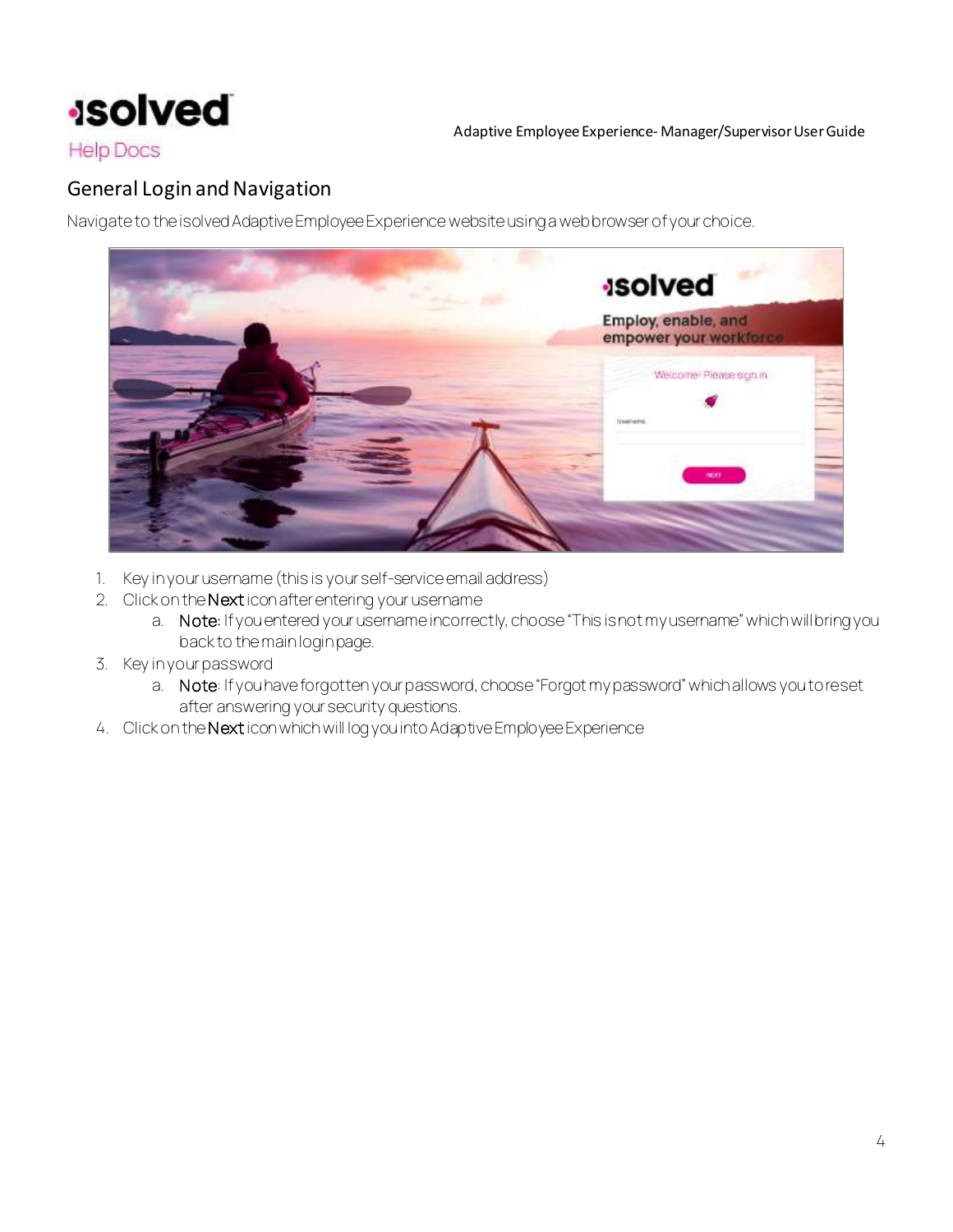## General Login and Navigation

Navigate to the isolved Adaptive Employee Experience website using a web browser of your choice.

1. Key in your username (this is your self-service email address)
2. Click on the **Next** icon after entering your username
   a. **Note:** If you entered your username incorrectly, choose "This is not my username" which will bring you back to the main login page.
3. Key in your password
   a. **Note**: If you have forgotten your password, choose "Forgot my password" which allows you to reset after answering your security questions.
4. Click on the **Next** icon which will log you into Adaptive Employee Experience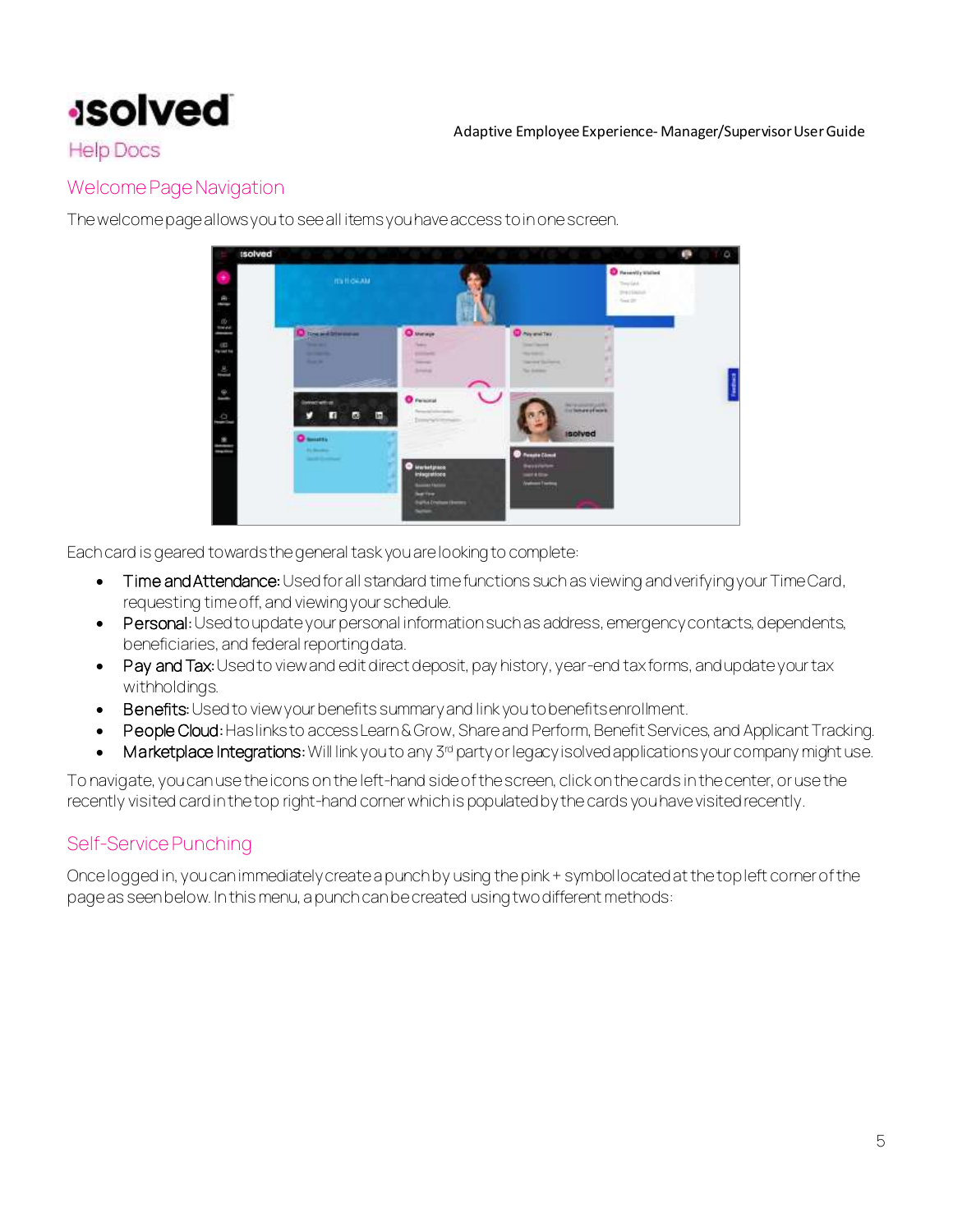## Welcome Page Navigation

The welcome page allows you to see all items you have access to in one screen.

Each card is geared towards the general task you are looking to complete:

- Time and Attendance: Used for all standard time functions such as viewing and verifying your Time Card, requesting time off, and viewing your schedule.
- Personal: Used to update your personal information such as address, emergency contacts, dependents, beneficiaries, and federal reporting data.
- Pay and Tax: Used to view and edit direct deposit, pay history, year-end tax forms, and update your tax withholdings.
- Benefits: Used to view your benefits summary and link you to benefits enrollment.
- People Cloud: Has links to access Learn & Grow, Share and Perform, Benefit Services, and Applicant Tracking.
- Marketplace Integrations: Will link you to any 3rd party or legacy isolved applications your company might use.

To navigate, you can use the icons on the left-hand side of the screen, click on the cards in the center, or use the recently visited card in the top right-hand corner which is populated by the cards you have visited recently.

## Self-Service Punching

Once logged in, you can immediately create a punch by using the pink + symbol located at the top left corner of the page as seen below. In this menu, a punch can be created using two different methods: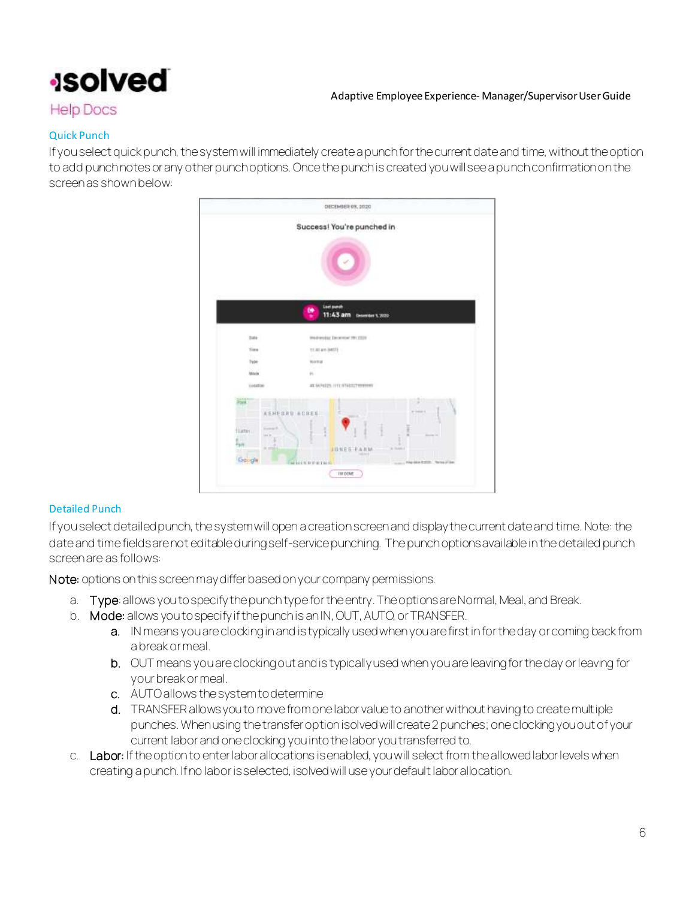### Quick Punch

If you select quick punch, the system will immediately create a punch for the current date and time, without the option to add punch notes or any other punch options. Once the punch is created you will see a punch confirmation on the screen as shown below:

### Detailed Punch

If you select detailed punch, the system will open a creation screen and display the current date and time. Note: the date and time fields are not editable during self-service punching. The punch options available in the detailed punch screen are as follows:

**Note:** options on this screen may differ based on your company permissions.

a. **Type**: allows you to specify the punch type for the entry. The options are Normal, Meal, and Break.
b. **Mode:** allows you to specify if the punch is an IN, OUT, AUTO, or TRANSFER.
   a. IN means you are clocking in and is typically used when you are first in for the day or coming back from a break or meal.
   b. OUT means you are clocking out and is typically used when you are leaving for the day or leaving for your break or meal.
   c. AUTO allows the system to determine
   d. TRANSFER allows you to move from one labor value to another without having to create multiple punches. When using the transfer option isolved will create 2 punches; one clocking you out of your current labor and one clocking you into the labor you transferred to.
c. **Labor:** If the option to enter labor allocations is enabled, you will select from the allowed labor levels when creating a punch. If no labor is selected, isolved will use your default labor allocation.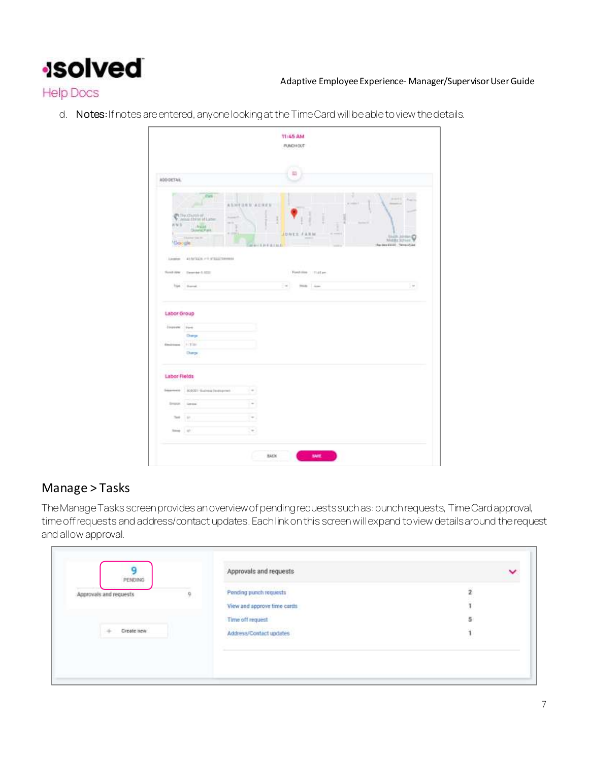d. **Notes:** If notes are entered, anyone looking at the Time Card will be able to view the details.

## Manage > Tasks

The Manage Tasks screen provides an overview of pending requests such as: punch requests, Time Card approval, time off requests and address/contact updates. Each link on this screen will expand to view details around the request and allow approval.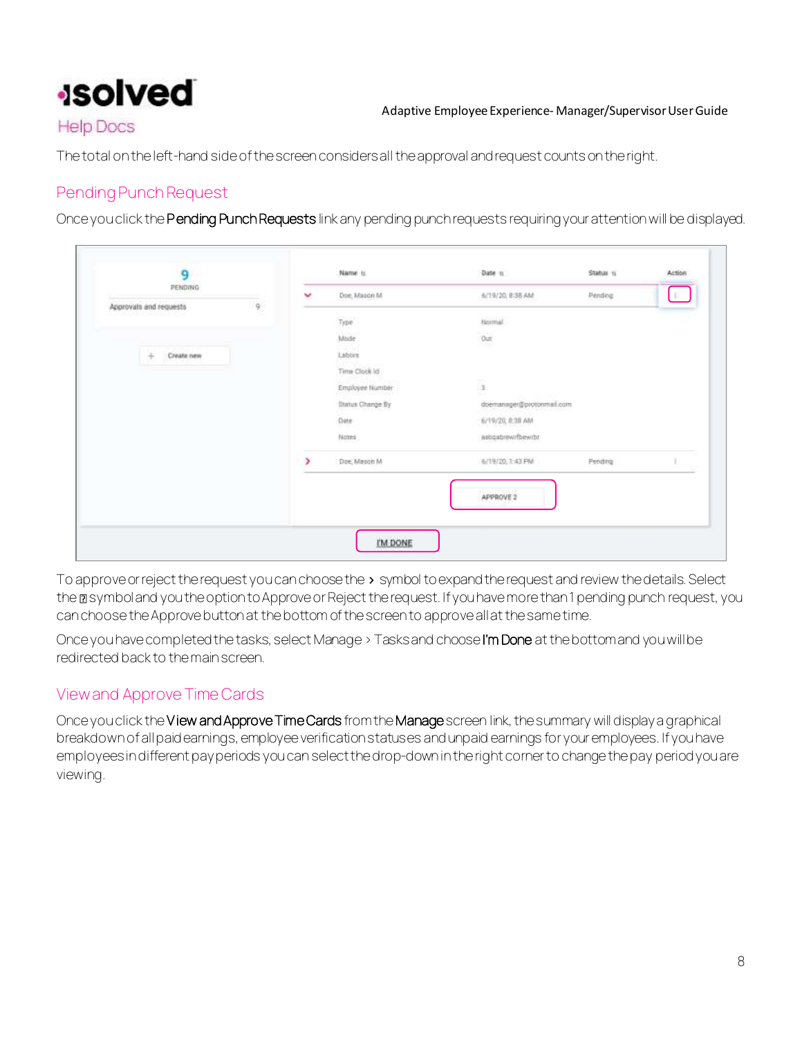The total on the left-hand side of the screen considers all the approval and request counts on the right.

## Pending Punch Request

Once you click the **Pending Punch Requests** link any pending punch requests requiring your attention will be displayed.

To approve or reject the request you can choose the › symbol to expand the request and review the details. Select the ⁝ symbol and you the option to Approve or Reject the request. If you have more than 1 pending punch request, you can choose the Approve button at the bottom of the screen to approve all at the same time.

Once you have completed the tasks, select Manage > Tasks and choose **I'm Done** at the bottom and you will be redirected back to the main screen.

## View and Approve Time Cards

Once you click the **View and Approve Time Cards** from the **Manage** screen link, the summary will display a graphical breakdown of all paid earnings, employee verification statuses and unpaid earnings for your employees. If you have employees in different pay periods you can select the drop-down in the right corner to change the pay period you are viewing.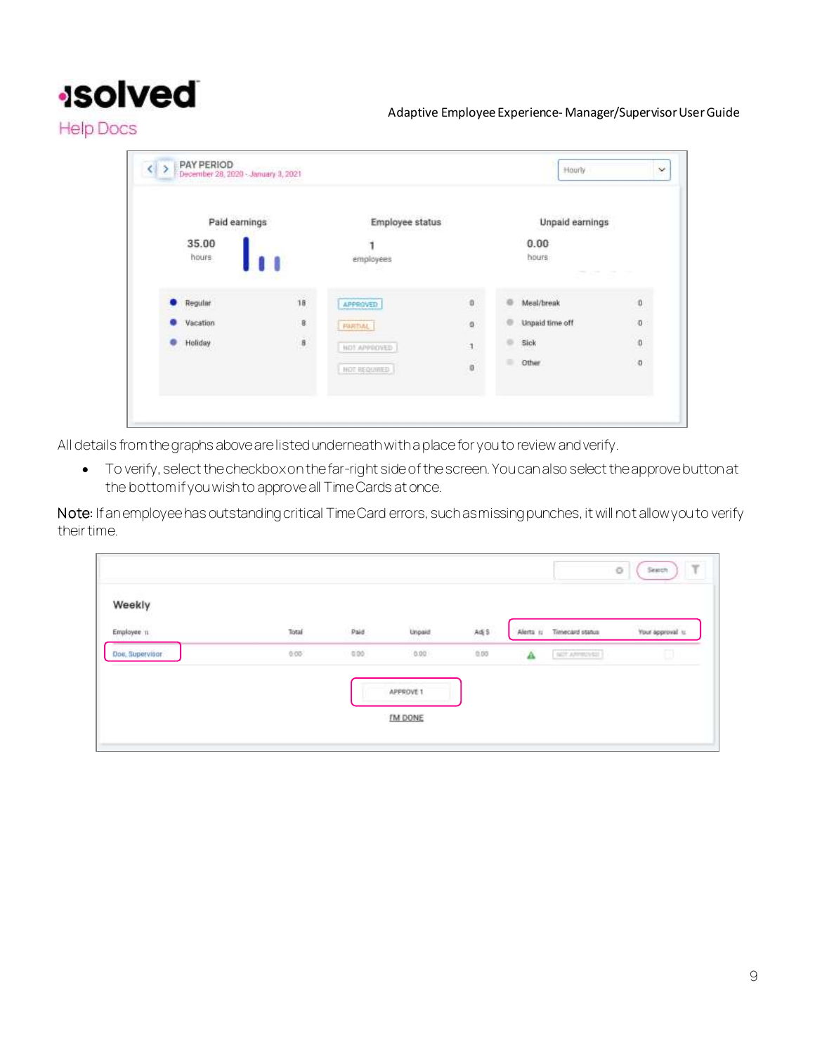All details from the graphs above are listed underneath with a place for you to review and verify.

- To verify, select the checkbox on the far-right side of the screen. You can also select the approve button at the bottom if you wish to approve all Time Cards at once.

**Note:** If an employee has outstanding critical Time Card errors, such as missing punches, it will not allow you to verify their time.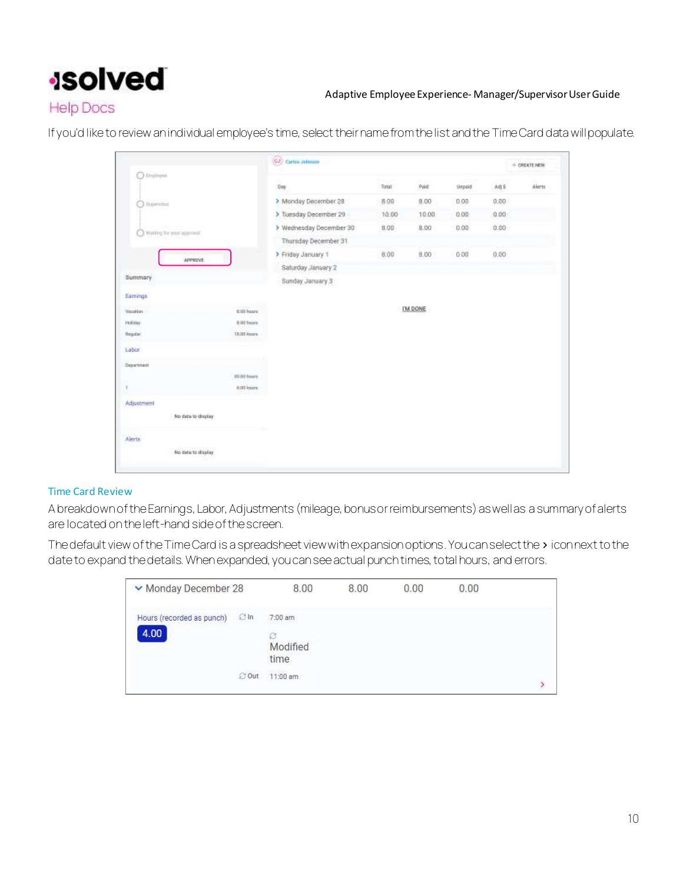If you'd like to review an individual employee's time, select their name from the list and the Time Card data will populate.

## Time Card Review

A breakdown of the Earnings, Labor, Adjustments (mileage, bonus or reimbursements) as well as a summary of alerts are located on the left-hand side of the screen.

The default view of the Time Card is a spreadsheet view with expansion options. You can select the **>** icon next to the date to expand the details. When expanded, you can see actual punch times, total hours, and errors.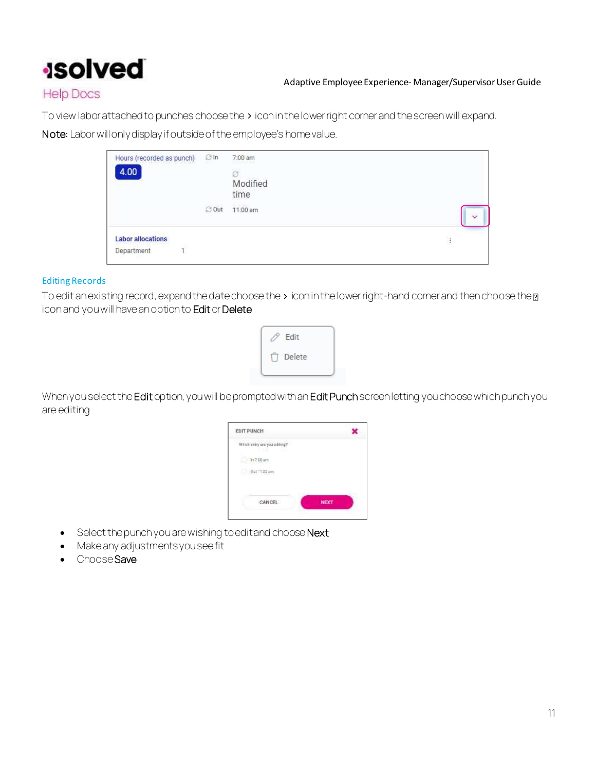To view labor attached to punches choose the > icon in the lower right corner and the screen will expand.

**Note:** Labor will only display if outside of the employee's home value.

### Editing Records

To edit an existing record, expand the date choose the > icon in the lower right-hand corner and then choose the ⁝ icon and you will have an option to **Edit** or **Delete**

When you select the **Edit** option, you will be prompted with an **Edit Punch** screen letting you choose which punch you are editing

- Select the punch you are wishing to edit and choose **Next**
- Make any adjustments you see fit
- Choose **Save**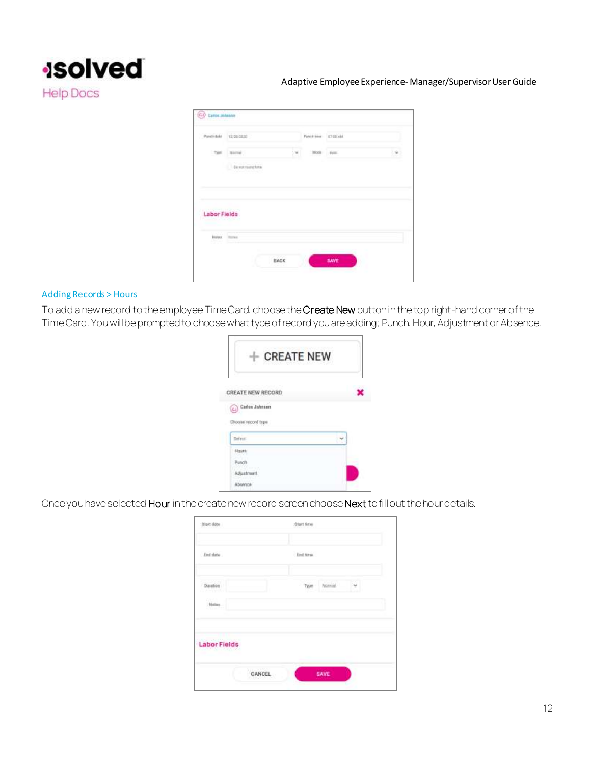## Adding Records > Hours

To add a new record to the employee Time Card, choose the **Create New** button in the top right-hand corner of the Time Card. You will be prompted to choose what type of record you are adding; Punch, Hour, Adjustment or Absence.

Once you have selected **Hour** in the create new record screen choose **Next** to fill out the hour details.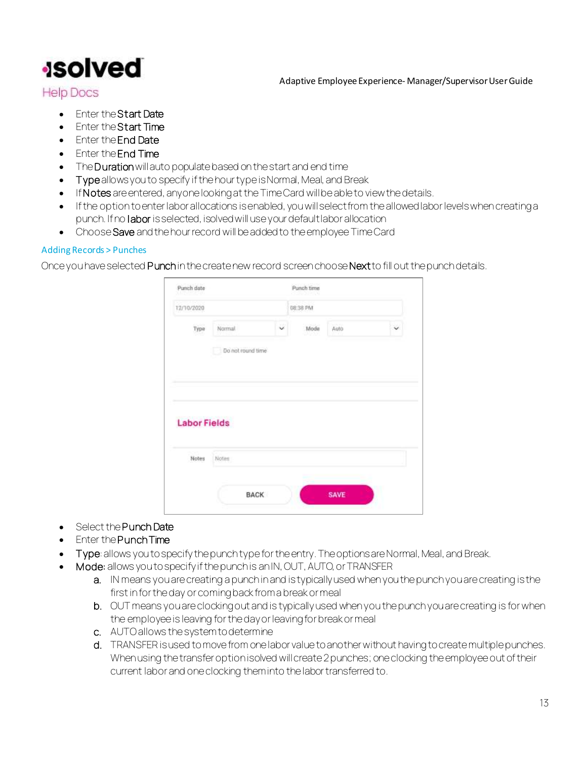- Enter the **Start Date**
- Enter the **Start Time**
- Enter the **End Date**
- Enter the **End Time**
- The **Duration** will auto populate based on the start and end time
- **Type** allows you to specify if the hour type is Normal, Meal, and Break
- If **Notes** are entered, anyone looking at the Time Card will be able to view the details.
- If the option to enter labor allocations is enabled, you will select from the allowed labor levels when creating a punch. If no **labor** is selected, isolved will use your default labor allocation
- Choose **Save** and the hour record will be added to the employee Time Card

### Adding Records > Punches

Once you have selected **Punch** in the create new record screen choose **Next** to fill out the punch details.

- Select the **Punch Date**
- Enter the **Punch Time**
- **Type**: allows you to specify the punch type for the entry. The options are Normal, Meal, and Break.
- **Mode**: allows you to specify if the punch is an IN, OUT, AUTO, or TRANSFER
  a. IN means you are creating a punch in and is typically used when you the punch you are creating is the first in for the day or coming back from a break or meal
  b. OUT means you are clocking out and is typically used when you the punch you are creating is for when the employee is leaving for the day or leaving for break or meal
  c. AUTO allows the system to determine
  d. TRANSFER is used to move from one labor value to another without having to create multiple punches. When using the transfer option isolved will create 2 punches; one clocking the employee out of their current labor and one clocking them into the labor transferred to.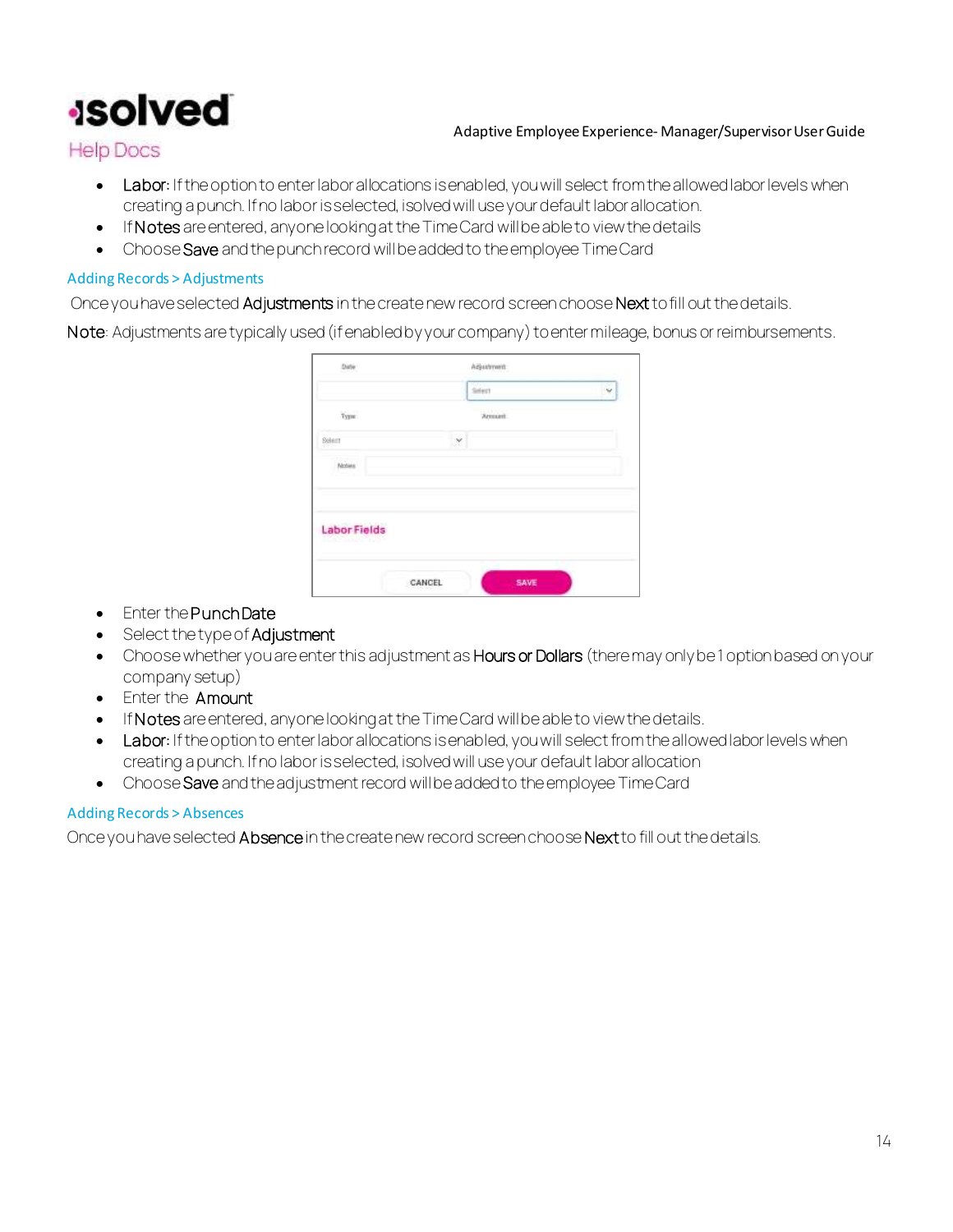- **Labor:** If the option to enter labor allocations is enabled, you will select from the allowed labor levels when creating a punch. If no labor is selected, isolved will use your default labor allocation.
- If **Notes** are entered, anyone looking at the Time Card will be able to view the details
- Choose **Save** and the punch record will be added to the employee Time Card

## Adding Records > Adjustments

Once you have selected **Adjustments** in the create new record screen choose **Next** to fill out the details.

**Note**: Adjustments are typically used (if enabled by your company) to enter mileage, bonus or reimbursements.

- Enter the **Punch Date**
- Select the type of **Adjustment**
- Choose whether you are enter this adjustment as **Hours or Dollars** (there may only be 1 option based on your company setup)
- Enter the **Amount**
- If **Notes** are entered, anyone looking at the Time Card will be able to view the details.
- **Labor:** If the option to enter labor allocations is enabled, you will select from the allowed labor levels when creating a punch. If no labor is selected, isolved will use your default labor allocation
- Choose **Save** and the adjustment record will be added to the employee Time Card

## Adding Records > Absences

Once you have selected **Absence** in the create new record screen choose **Next** to fill out the details.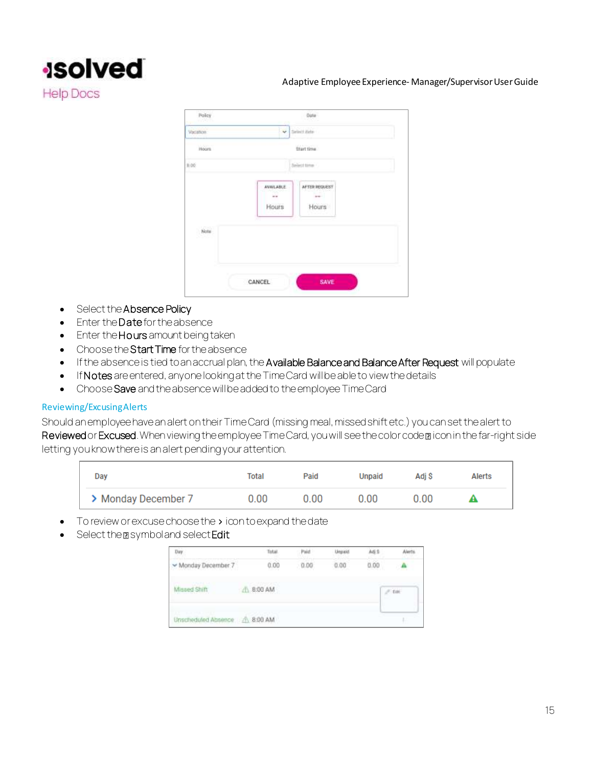- Select the **Absence Policy**
- Enter the **Date** for the absence
- Enter the **Hours** amount being taken
- Choose the **Start Time** for the absence
- If the absence is tied to an accrual plan, the **Available Balance and Balance After Request** will populate
- If **Notes** are entered, anyone looking at the Time Card will be able to view the details
- Choose **Save** and the absence will be added to the employee Time Card

## Reviewing/Excusing Alerts

Should an employee have an alert on their Time Card (missing meal, missed shift etc.) you can set the alert to **Reviewed** or **Excused**. When viewing the employee Time Card, you will see the color code icon in the far-right side letting you know there is an alert pending your attention.

| Day | Total | Paid | Unpaid | Adj $ | Alerts |
|---|---|---|---|---|---|
| > Monday December 7 | 0.00 | 0.00 | 0.00 | 0.00 | ⚠ |

- To review or excuse choose the > icon to expand the date
- Select the symbol and select **Edit**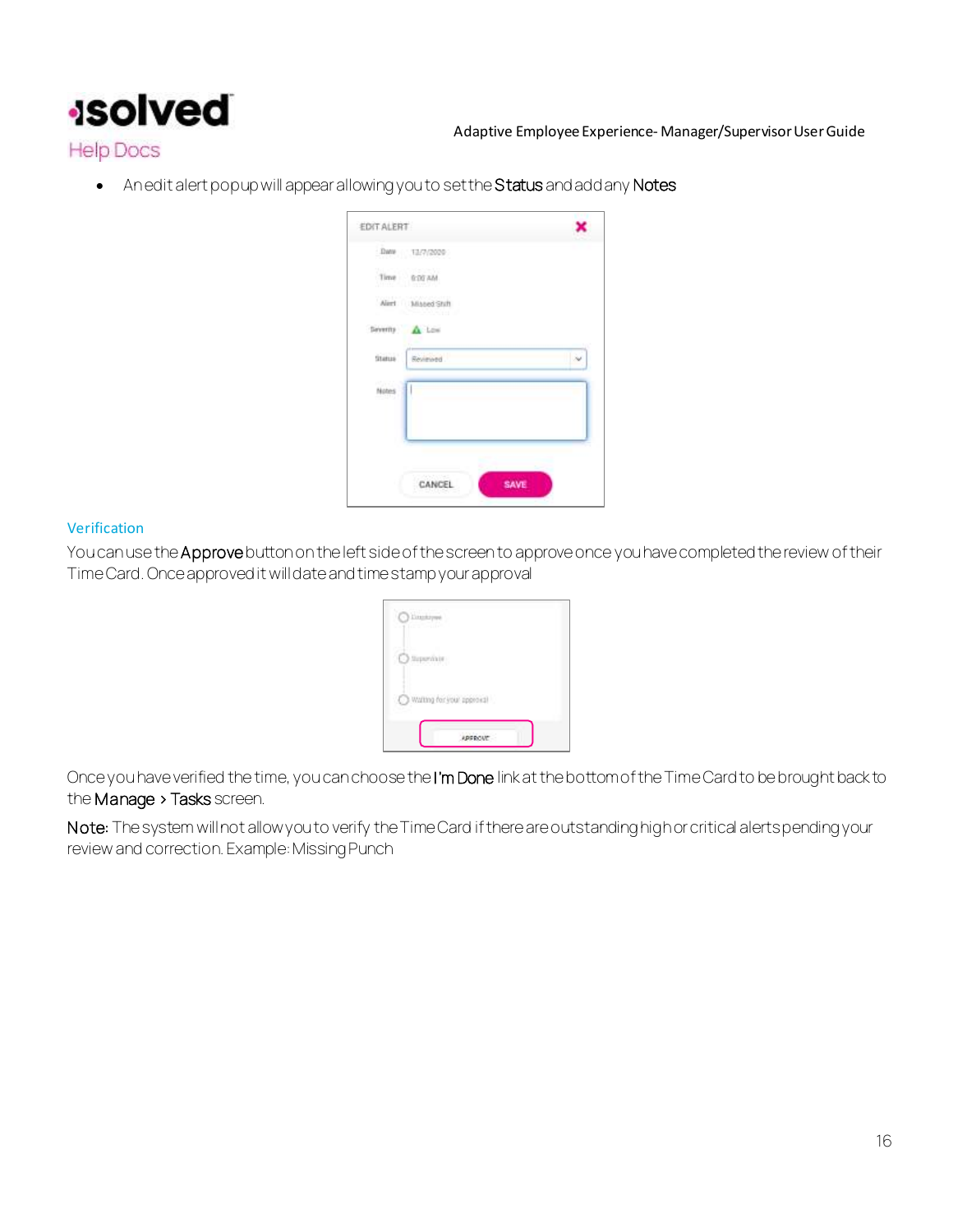- An edit alert popup will appear allowing you to set the **Status** and add any **Notes**

### Verification

You can use the **Approve** button on the left side of the screen to approve once you have completed the review of their Time Card. Once approved it will date and time stamp your approval

Once you have verified the time, you can choose the **I'm Done** link at the bottom of the Time Card to be brought back to the **Manage** > **Tasks** screen.

**Note:** The system will not allow you to verify the Time Card if there are outstanding high or critical alerts pending your review and correction. Example: Missing Punch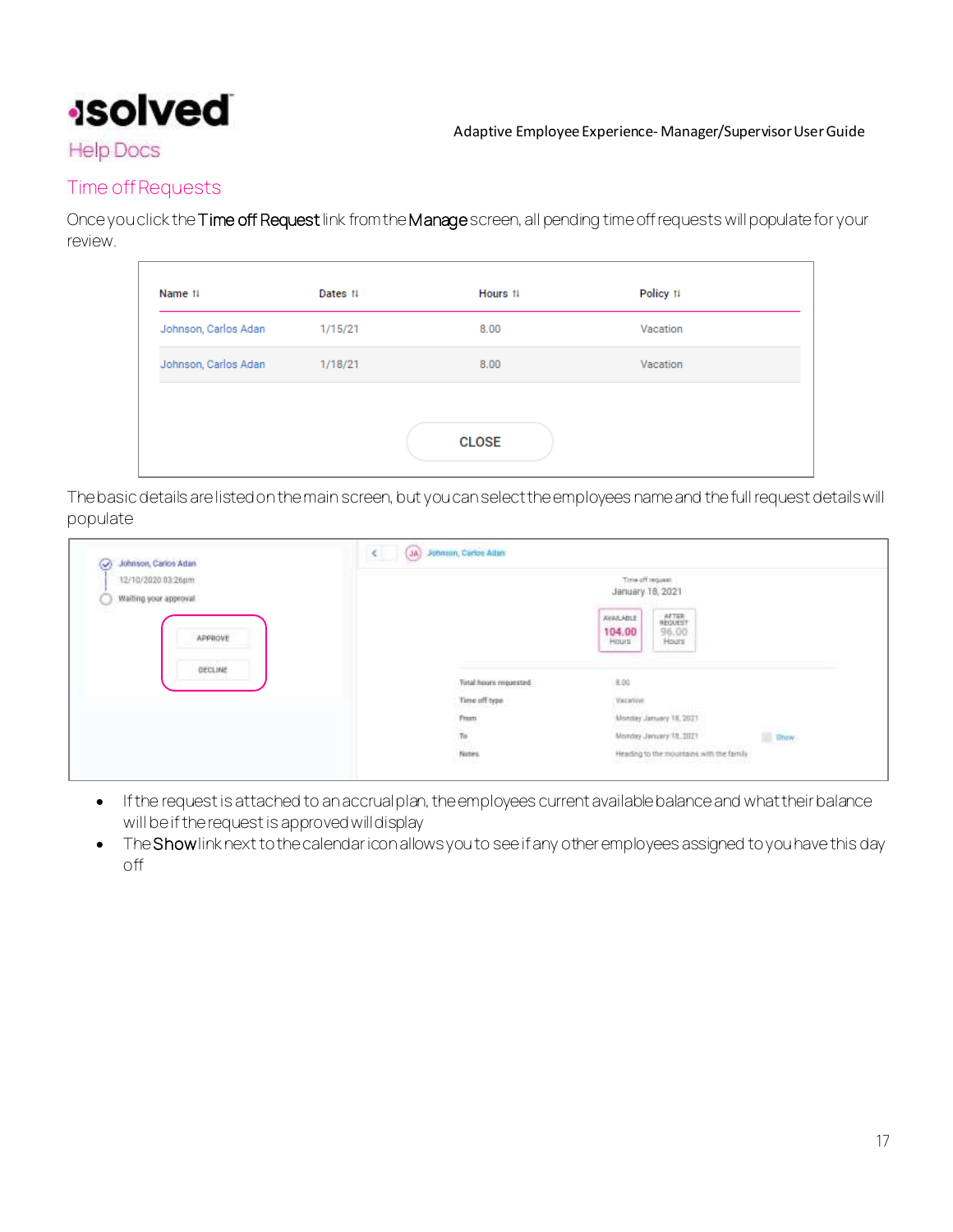## Time off Requests

Once you click the **Time off Request** link from the **Manage** screen, all pending time off requests will populate for your review.

| Name | Dates | Hours | Policy |
|---|---|---|---|
| Johnson, Carlos Adan | 1/15/21 | 8.00 | Vacation |
| Johnson, Carlos Adan | 1/18/21 | 8.00 | Vacation |

CLOSE

The basic details are listed on the main screen, but you can select the employees name and the full request details will populate

- If the request is attached to an accrual plan, the employees current available balance and what their balance will be if the request is approved will display
- The **Show** link next to the calendar icon allows you to see if any other employees assigned to you have this day off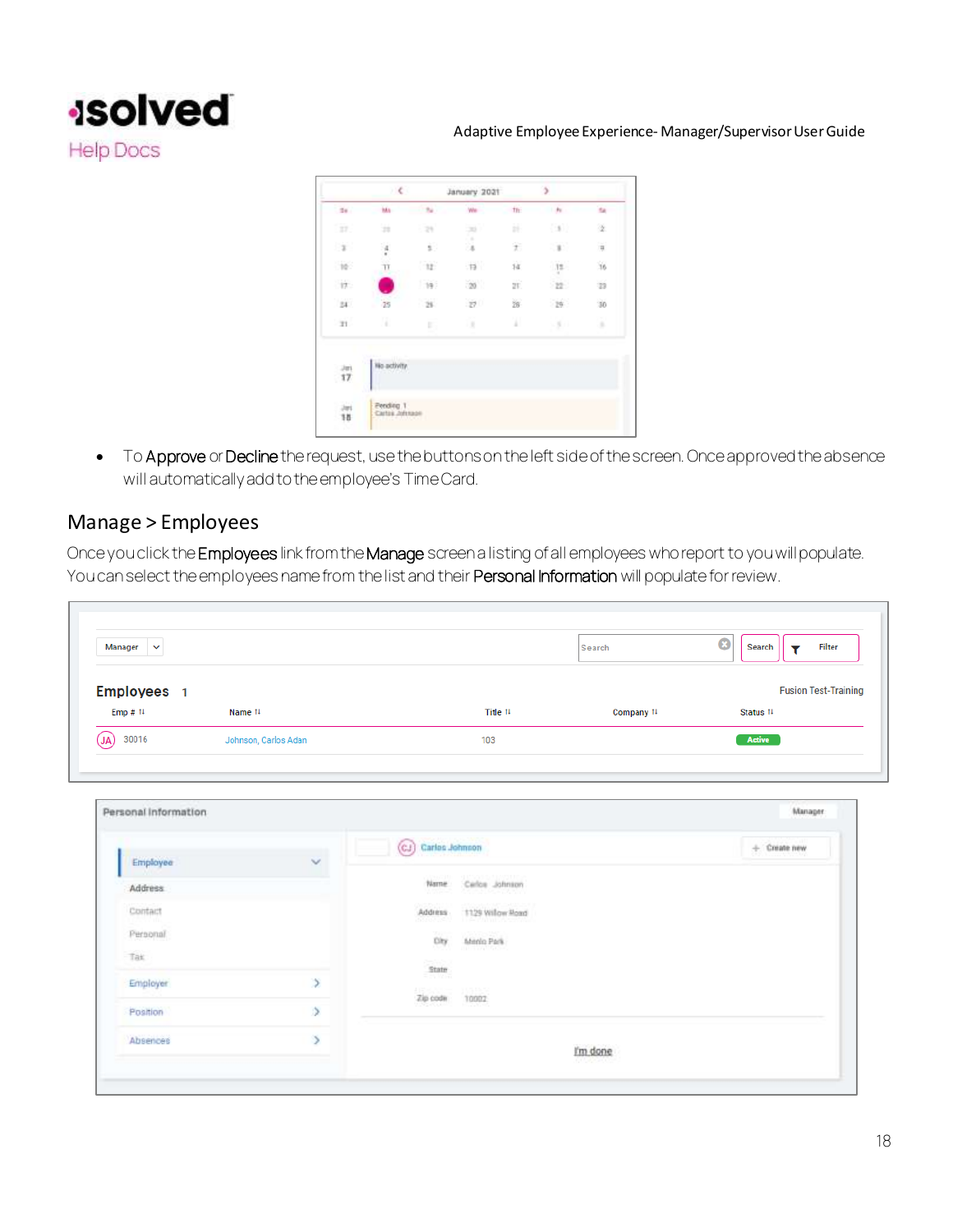- To **Approve** or **Decline** the request, use the buttons on the left side of the screen. Once approved the absence will automatically add to the employee's Time Card.

## Manage > Employees

Once you click the **Employees** link from the **Manage** screen a listing of all employees who report to you will populate. You can select the employees name from the list and their **Personal Information** will populate for review.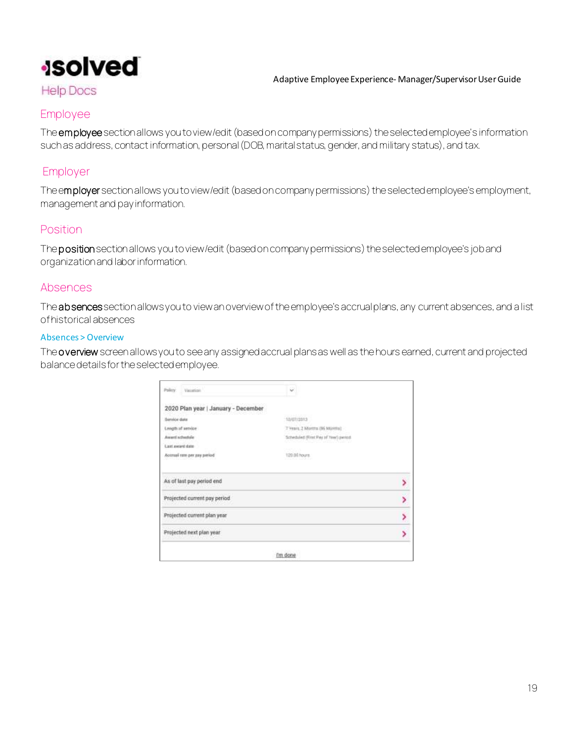## Employee

The **employee** section allows you to view/edit (based on company permissions) the selected employee's information such as address, contact information, personal (DOB, marital status, gender, and military status), and tax.

## Employer

The **employer** section allows you to view/edit (based on company permissions) the selected employee's employment, management and pay information.

## Position

The **position** section allows you to view/edit (based on company permissions) the selected employee's job and organization and labor information.

## Absences

The **absences** section allows you to view an overview of the employee's accrual plans, any current absences, and a list of historical absences

### Absences > Overview

The **overview** screen allows you to see any assigned accrual plans as well as the hours earned, current and projected balance details for the selected employee.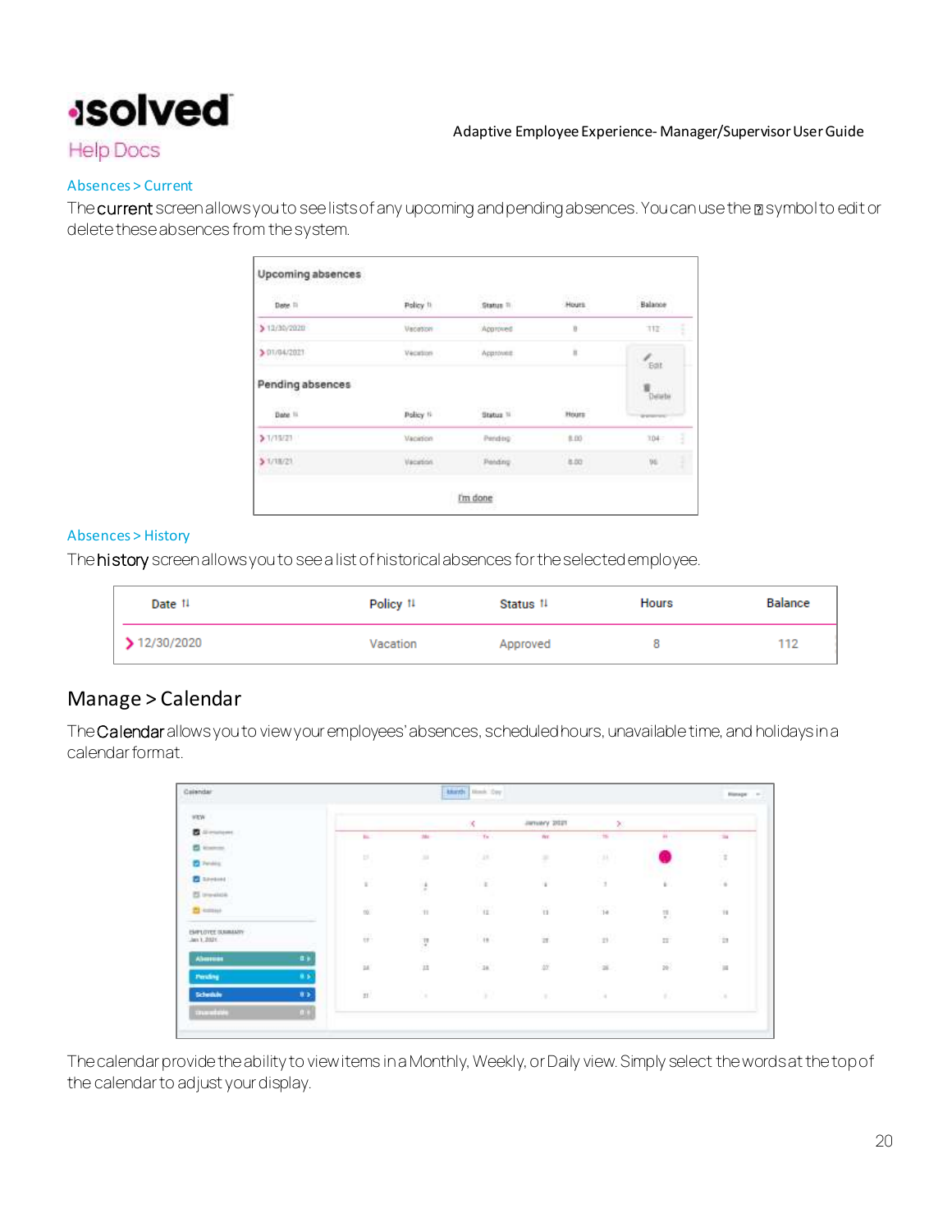## Absences > Current

The **current** screen allows you to see lists of any upcoming and pending absences. You can use the ⋮ symbol to edit or delete these absences from the system.

## Absences > History

The **history** screen allows you to see a list of historical absences for the selected employee.

| Date | Policy | Status | Hours | Balance |
|---|---|---|---|---|
| 12/30/2020 | Vacation | Approved | 8 | 112 |

## Manage > Calendar

The **Calendar** allows you to view your employees' absences, scheduled hours, unavailable time, and holidays in a calendar format.

The calendar provide the ability to view items in a Monthly, Weekly, or Daily view. Simply select the words at the top of the calendar to adjust your display.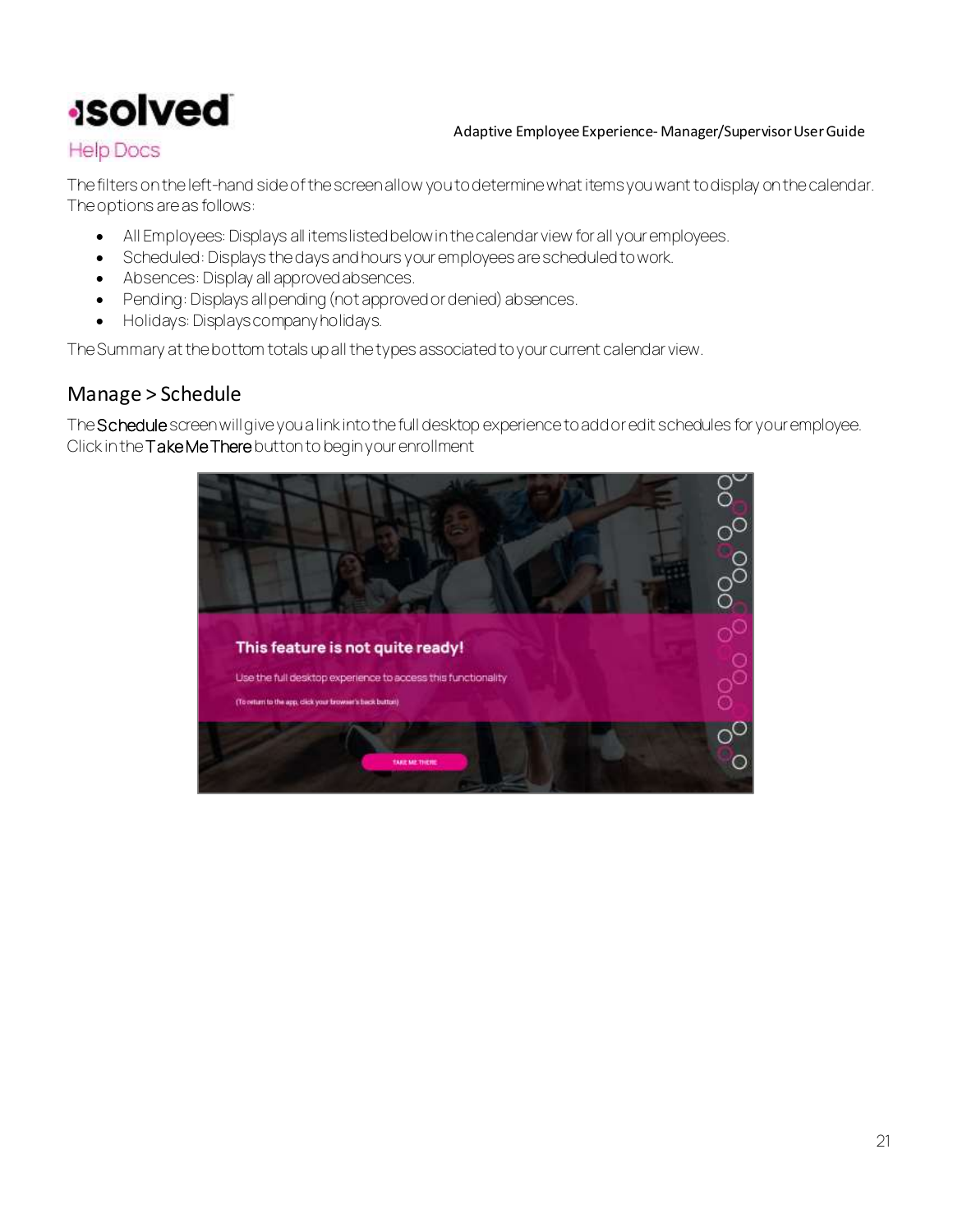The filters on the left-hand side of the screen allow you to determine what items you want to display on the calendar. The options are as follows:

- All Employees: Displays all items listed below in the calendar view for all your employees.
- Scheduled: Displays the days and hours your employees are scheduled to work.
- Absences: Display all approved absences.
- Pending: Displays all pending (not approved or denied) absences.
- Holidays: Displays company holidays.

The Summary at the bottom totals up all the types associated to your current calendar view.

## Manage > Schedule

The **Schedule** screen will give you a link into the full desktop experience to add or edit schedules for your employee. Click in the **Take Me There** button to begin your enrollment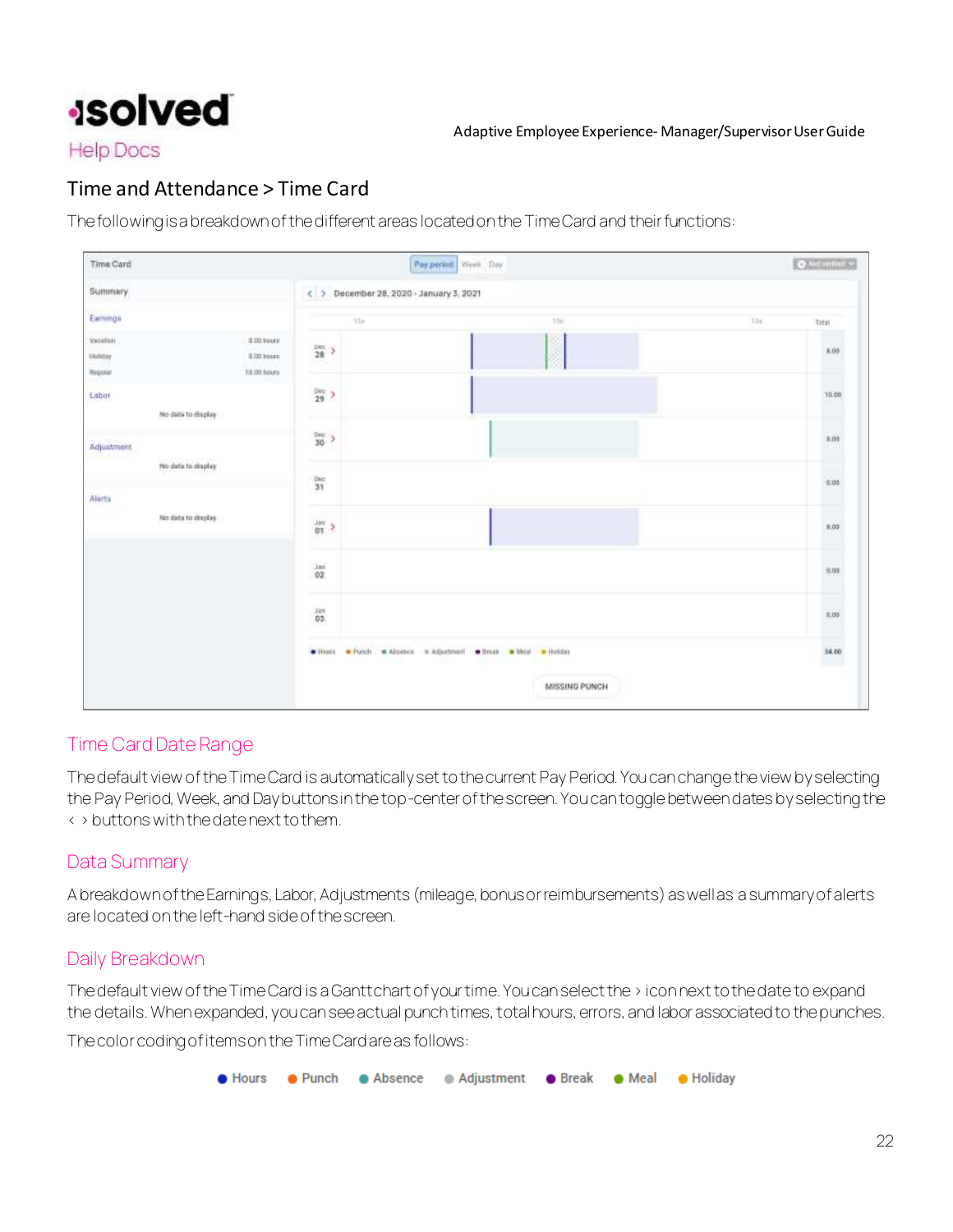## Time and Attendance > Time Card

The following is a breakdown of the different areas located on the Time Card and their functions:

### Time Card Date Range

The default view of the Time Card is automatically set to the current Pay Period. You can change the view by selecting the Pay Period, Week, and Day buttons in the top-center of the screen. You can toggle between dates by selecting the < > buttons with the date next to them.

### Data Summary

A breakdown of the Earnings, Labor, Adjustments (mileage, bonus or reimbursements) as well as a summary of alerts are located on the left-hand side of the screen.

### Daily Breakdown

The default view of the Time Card is a Gantt chart of your time. You can select the › icon next to the date to expand the details. When expanded, you can see actual punch times, total hours, errors, and labor associated to the punches.

The color coding of items on the Time Card are as follows:

● Hours ● Punch ● Absence ● Adjustment ● Break ● Meal ● Holiday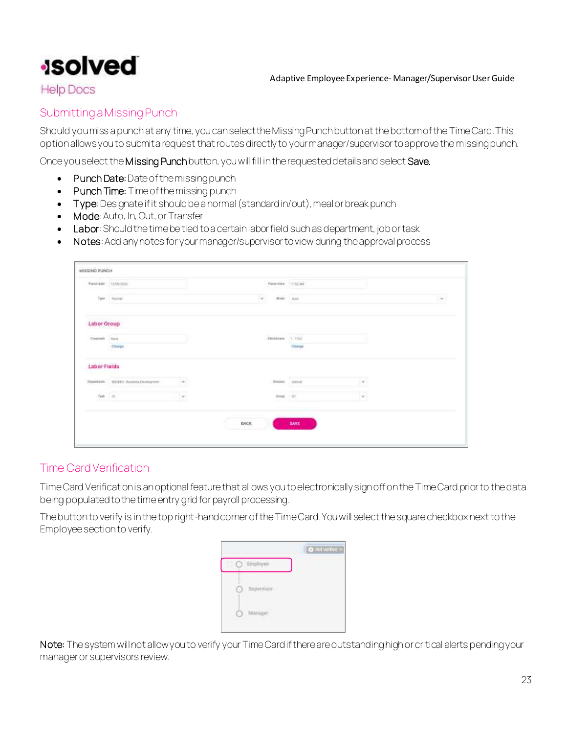## Submitting a Missing Punch

Should you miss a punch at any time, you can select the Missing Punch button at the bottom of the Time Card. This option allows you to submit a request that routes directly to your manager/supervisor to approve the missing punch.

Once you select the **Missing Punch** button, you will fill in the requested details and select **Save.**

- **Punch Date:** Date of the missing punch
- **Punch Time:** Time of the missing punch
- **Type**: Designate if it should be a normal (standard in/out), meal or break punch
- **Mode**: Auto, In, Out, or Transfer
- **Labor**: Should the time be tied to a certain labor field such as department, job or task
- **Notes**: Add any notes for your manager/supervisor to view during the approval process

## Time Card Verification

Time Card Verification is an optional feature that allows you to electronically sign off on the Time Card prior to the data being populated to the time entry grid for payroll processing.

The button to verify is in the top right-hand corner of the Time Card. You will select the square checkbox next to the Employee section to verify.

**Note:** The system will not allow you to verify your Time Card if there are outstanding high or critical alerts pending your manager or supervisors review.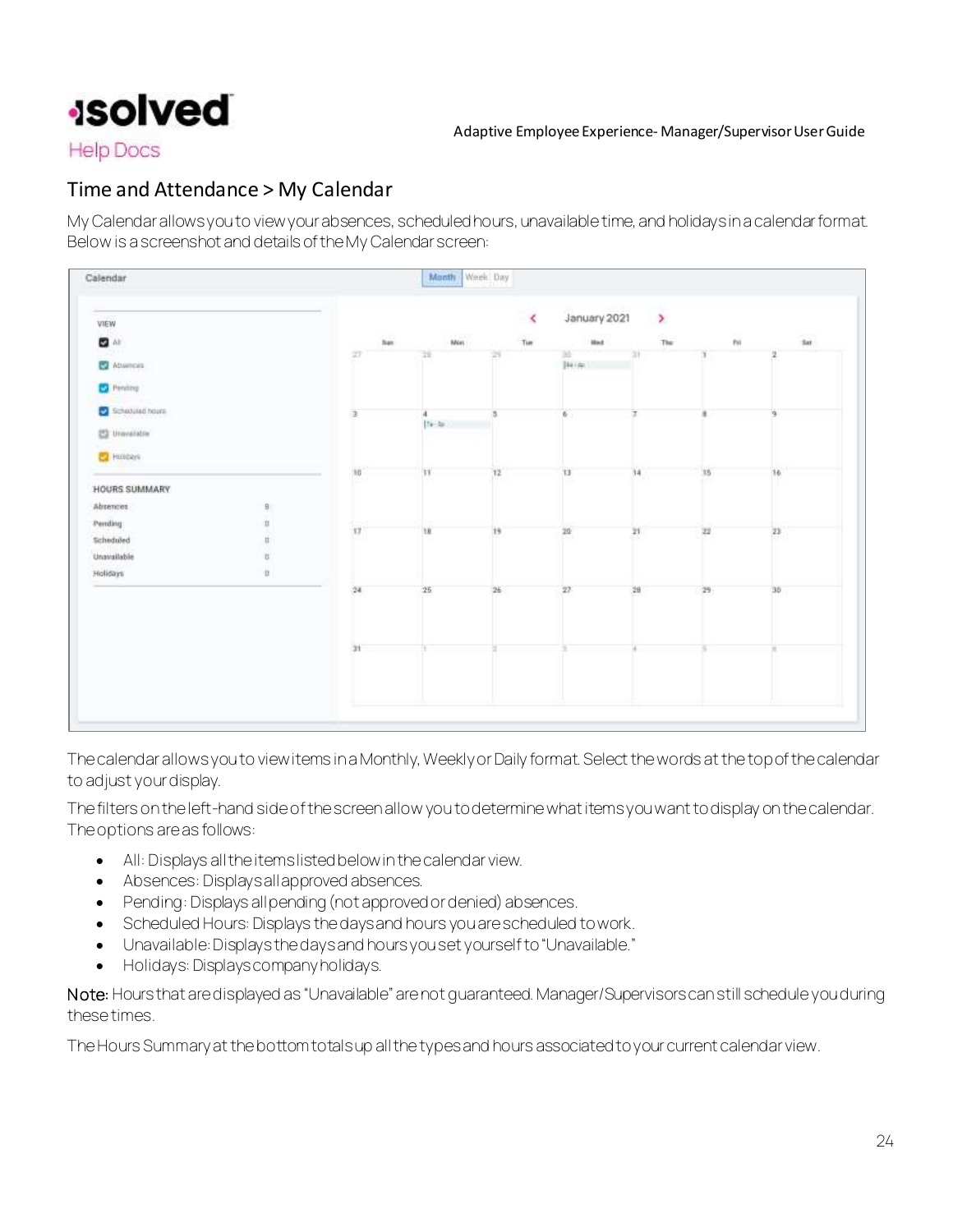## Time and Attendance > My Calendar

My Calendar allows you to view your absences, scheduled hours, unavailable time, and holidays in a calendar format. Below is a screenshot and details of the My Calendar screen:

The calendar allows you to view items in a Monthly, Weekly or Daily format. Select the words at the top of the calendar to adjust your display.

The filters on the left-hand side of the screen allow you to determine what items you want to display on the calendar. The options are as follows:

- All: Displays all the items listed below in the calendar view.
- Absences: Displays all approved absences.
- Pending: Displays all pending (not approved or denied) absences.
- Scheduled Hours: Displays the days and hours you are scheduled to work.
- Unavailable: Displays the days and hours you set yourself to "Unavailable."
- Holidays: Displays company holidays.

**Note:** Hours that are displayed as "Unavailable" are not guaranteed. Manager/Supervisors can still schedule you during these times.

The Hours Summary at the bottom totals up all the types and hours associated to your current calendar view.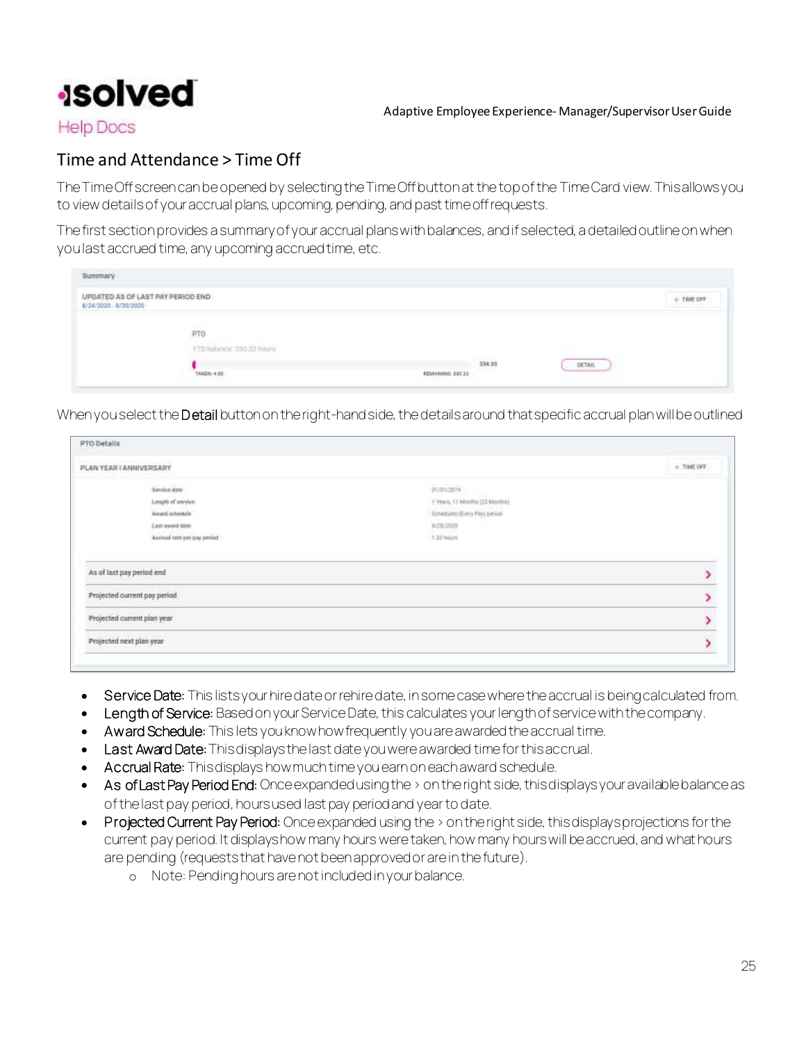## Time and Attendance > Time Off

The Time Off screen can be opened by selecting the Time Off button at the top of the Time Card view. This allows you to view details of your accrual plans, upcoming, pending, and past time off requests.

The first section provides a summary of your accrual plans with balances, and if selected, a detailed outline on when you last accrued time, any upcoming accrued time, etc.

When you select the **Detail** button on the right-hand side, the details around that specific accrual plan will be outlined

- **Service Date:** This lists your hire date or rehire date, in some case where the accrual is being calculated from.
- **Length of Service:** Based on your Service Date, this calculates your length of service with the company.
- **Award Schedule:** This lets you know how frequently you are awarded the accrual time.
- **Last Award Date:** This displays the last date you were awarded time for this accrual.
- **Accrual Rate:** This displays how much time you earn on each award schedule.
- **As of Last Pay Period End:** Once expanded using the › on the right side, this displays your available balance as of the last pay period, hours used last pay period and year to date.
- **Projected Current Pay Period:** Once expanded using the › on the right side, this displays projections for the current pay period. It displays how many hours were taken, how many hours will be accrued, and what hours are pending (requests that have not been approved or are in the future).
  - Note: Pending hours are not included in your balance.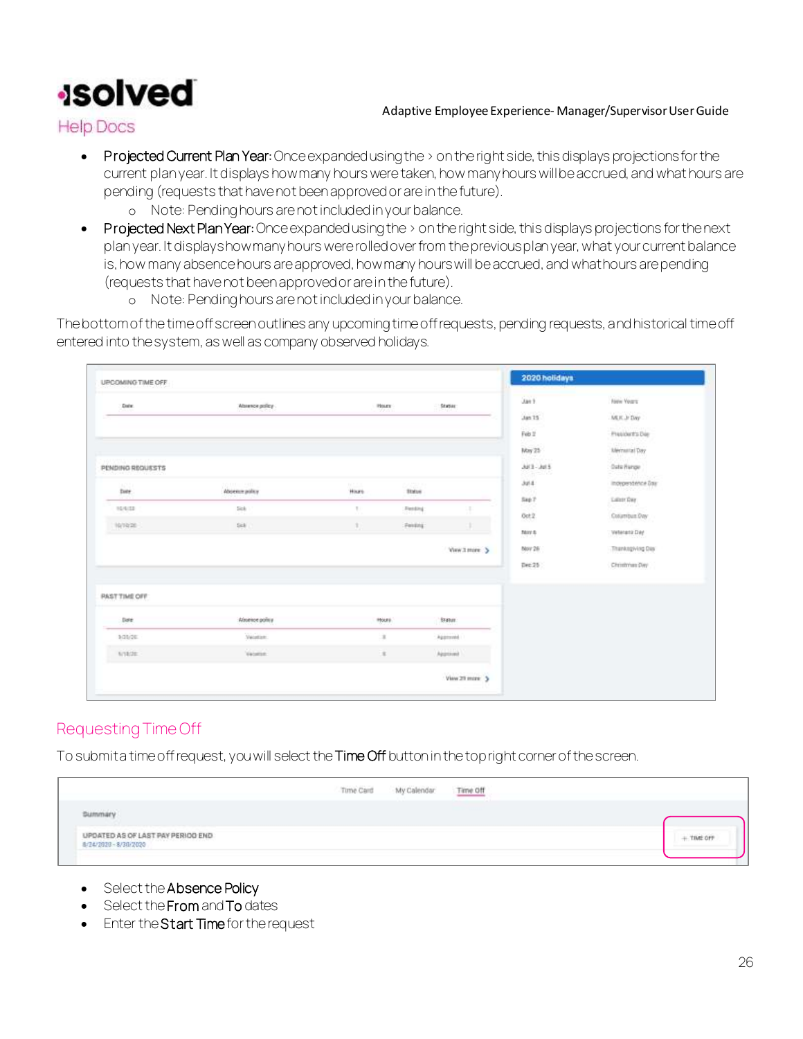- **Projected Current Plan Year:** Once expanded using the › on the right side, this displays projections for the current plan year. It displays how many hours were taken, how many hours will be accrued, and what hours are pending (requests that have not been approved or are in the future).
    - Note: Pending hours are not included in your balance.
- **Projected Next Plan Year:** Once expanded using the › on the right side, this displays projections for the next plan year. It displays how many hours were rolled over from the previous plan year, what your current balance is, how many absence hours are approved, how many hours will be accrued, and what hours are pending (requests that have not been approved or are in the future).
    - Note: Pending hours are not included in your balance.

The bottom of the time off screen outlines any upcoming time off requests, pending requests, and historical time off entered into the system, as well as company observed holidays.

## Requesting Time Off

To submit a time off request, you will select the **Time Off** button in the top right corner of the screen.

- Select the **Absence Policy**
- Select the **From** and **To** dates
- Enter the **Start Time** for the request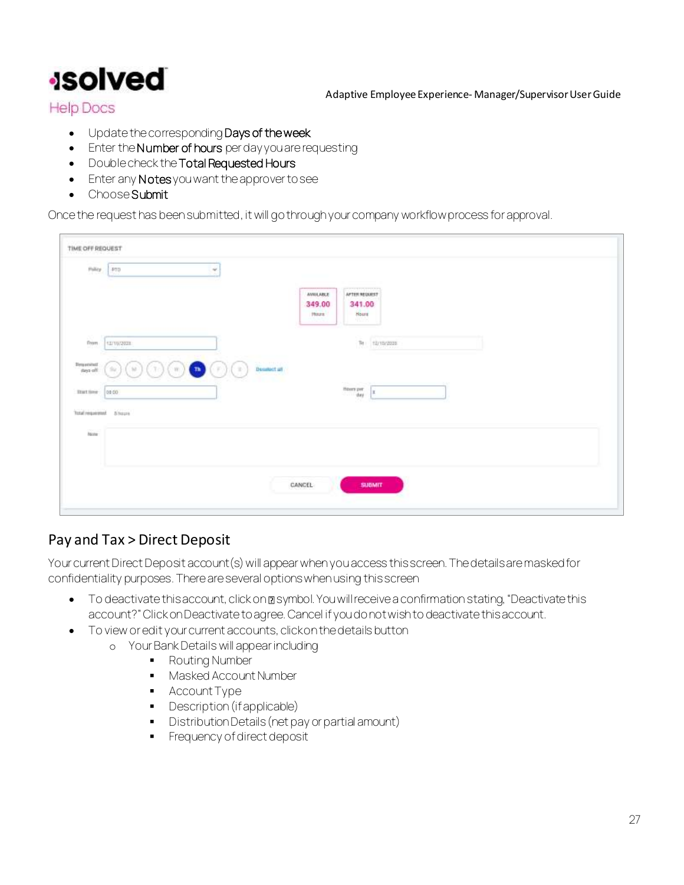- Update the corresponding **Days of the week**
- Enter the **Number of hours** per day you are requesting
- Double check the **Total Requested Hours**
- Enter any **Notes** you want the approver to see
- Choose **Submit**

Once the request has been submitted, it will go through your company workflow process for approval.

## Pay and Tax > Direct Deposit

Your current Direct Deposit account(s) will appear when you access this screen. The details are masked for confidentiality purposes. There are several options when using this screen

- To deactivate this account, click on ▯ symbol. You will receive a confirmation stating, "Deactivate this account?" Click on Deactivate to agree. Cancel if you do not wish to deactivate this account.
- To view or edit your current accounts, click on the details button
  - Your Bank Details will appear including
    - Routing Number
    - Masked Account Number
    - Account Type
    - Description (if applicable)
    - Distribution Details (net pay or partial amount)
    - Frequency of direct deposit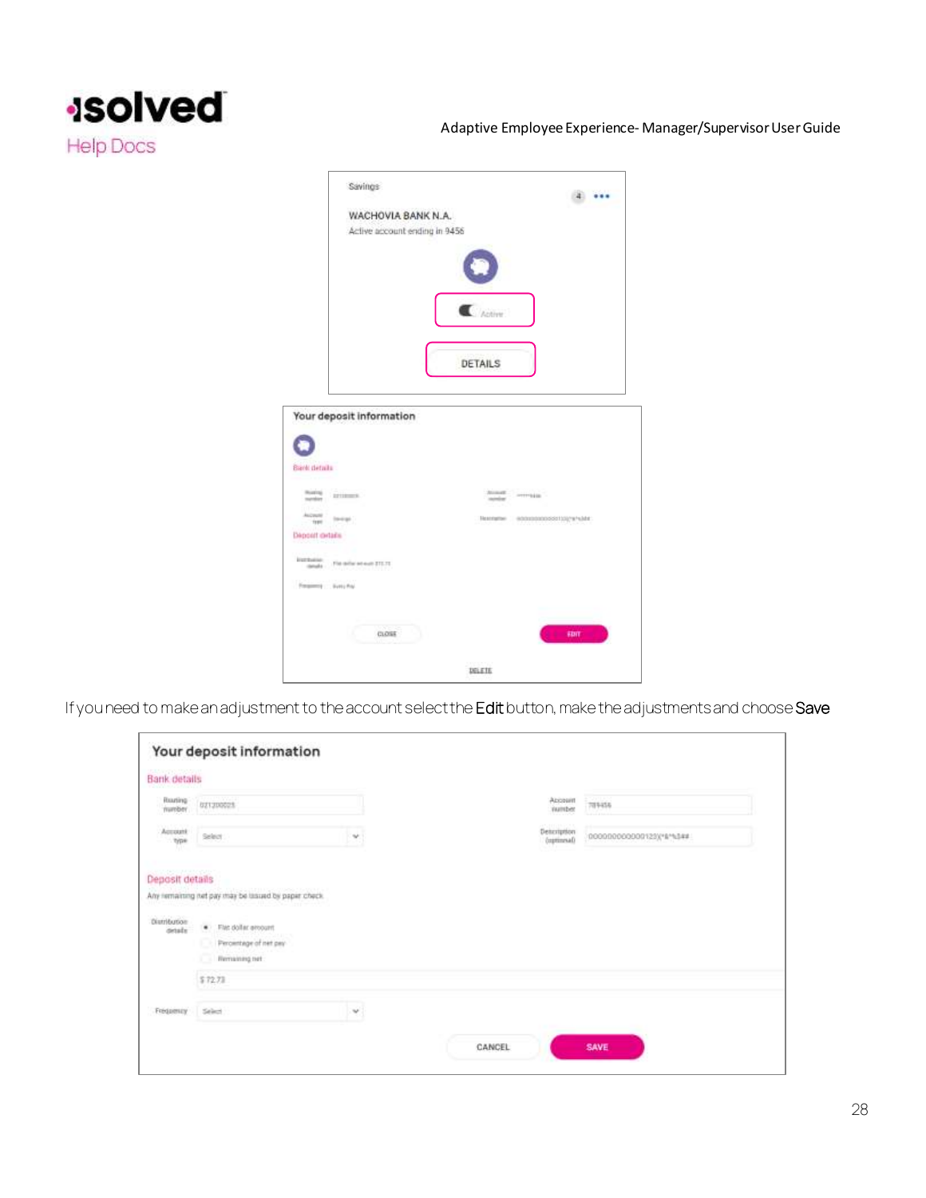If you need to make an adjustment to the account select the **Edit** button, make the adjustments and choose **Save**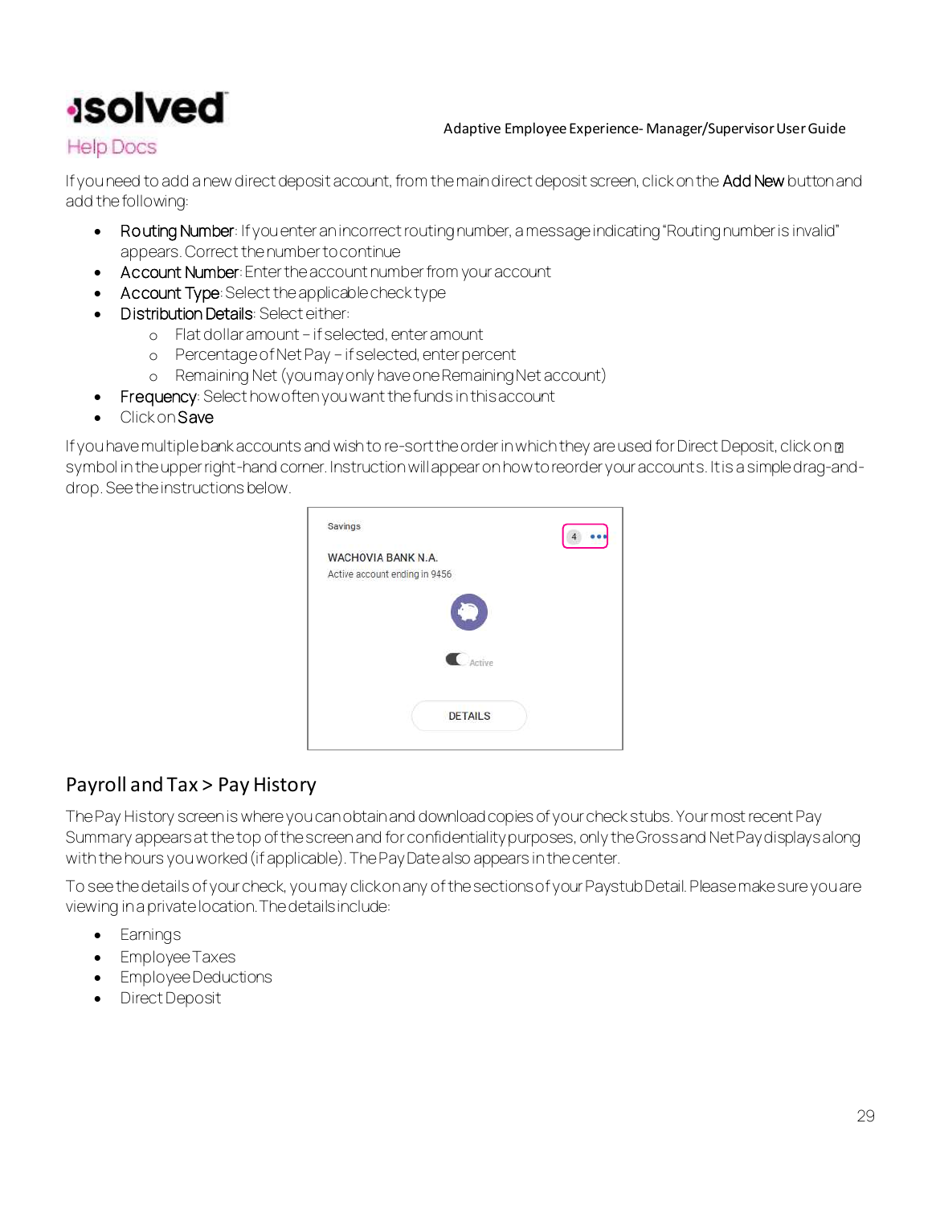If you need to add a new direct deposit account, from the main direct deposit screen, click on the **Add New** button and add the following:

- **Routing Number**: If you enter an incorrect routing number, a message indicating "Routing number is invalid" appears. Correct the number to continue
- **Account Number**: Enter the account number from your account
- **Account Type**: Select the applicable check type
- **Distribution Details**: Select either:
  - Flat dollar amount – if selected, enter amount
  - Percentage of Net Pay – if selected, enter percent
  - Remaining Net (you may only have one Remaining Net account)
- **Frequency**: Select how often you want the funds in this account
- Click on **Save**

If you have multiple bank accounts and wish to re-sort the order in which they are used for Direct Deposit, click on ⍰ symbol in the upper right-hand corner. Instruction will appear on how to reorder your accounts. It is a simple drag-and-drop. See the instructions below.

Savings

WACHOVIA BANK N.A.

Active account ending in 9456

Active

DETAILS

## Payroll and Tax > Pay History

The Pay History screen is where you can obtain and download copies of your check stubs. Your most recent Pay Summary appears at the top of the screen and for confidentiality purposes, only the Gross and Net Pay displays along with the hours you worked (if applicable). The Pay Date also appears in the center.

To see the details of your check, you may click on any of the sections of your Paystub Detail. Please make sure you are viewing in a private location. The details include:

- Earnings
- Employee Taxes
- Employee Deductions
- Direct Deposit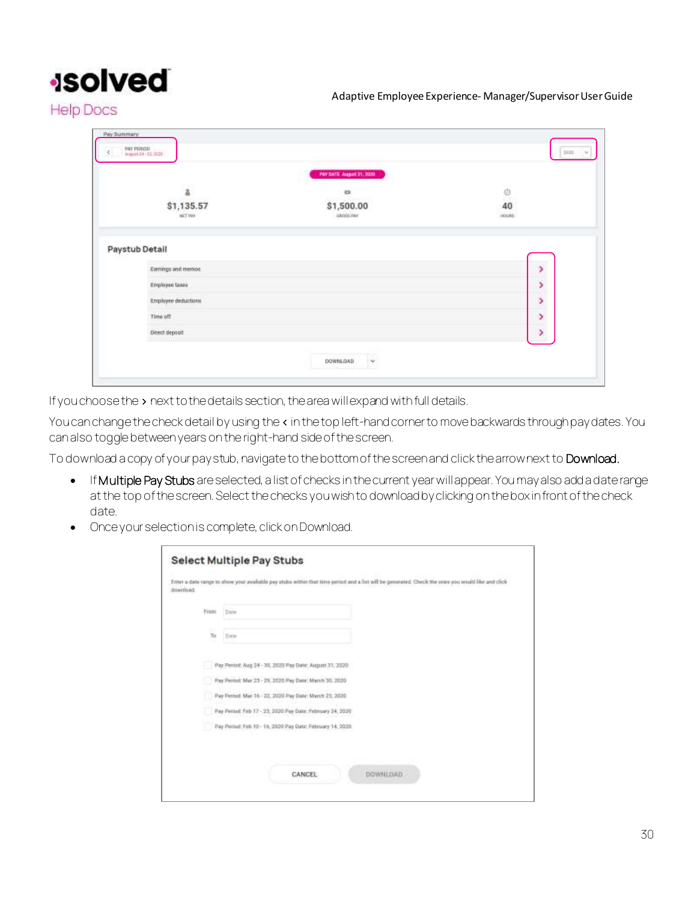If you choose the › next to the details section, the area will expand with full details.

You can change the check detail by using the ‹ in the top left-hand corner to move backwards through pay dates. You can also toggle between years on the right-hand side of the screen.

To download a copy of your pay stub, navigate to the bottom of the screen and click the arrow next to Download.

- If Multiple Pay Stubs are selected, a list of checks in the current year will appear. You may also add a date range at the top of the screen. Select the checks you wish to download by clicking on the box in front of the check date.
- Once your selection is complete, click on Download.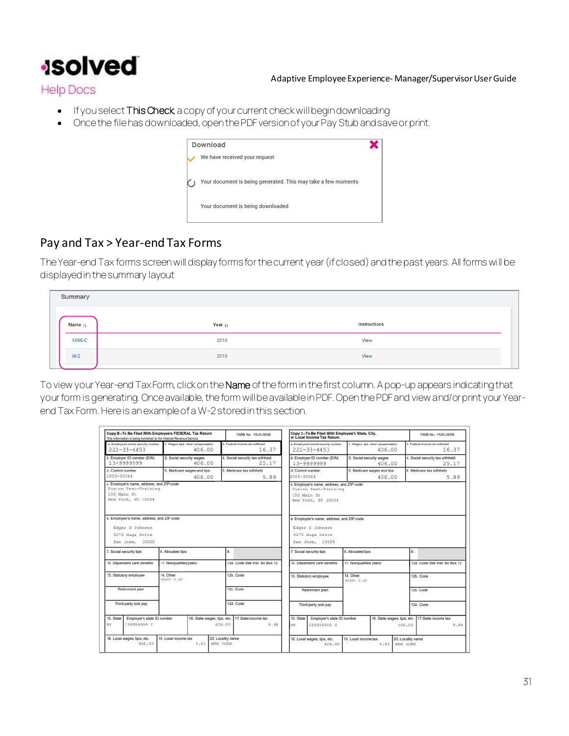- If you select **This Check**, a copy of your current check will begin downloading
- Once the file has downloaded, open the PDF version of your Pay Stub and save or print.

**Download**

We have received your request

Your document is being generated. This may take a few moments

Your document is being downloaded

## Pay and Tax > Year-end Tax Forms

The Year-end Tax forms screen will display forms for the current year (if closed) and the past years. All forms will be displayed in the summary layout

**Summary**

| Name | Year | Instructions |
|---|---|---|
| 1095-C | 2019 | View |
| W-2 | 2019 | View |

To view your Year-end Tax Form, click on the **Name** of the form in the first column. A pop-up appears indicating that your form is generating. Once available, the form will be available in PDF. Open the PDF and view and/or print your Year-end Tax Form. Here is an example of a W-2 stored in this section.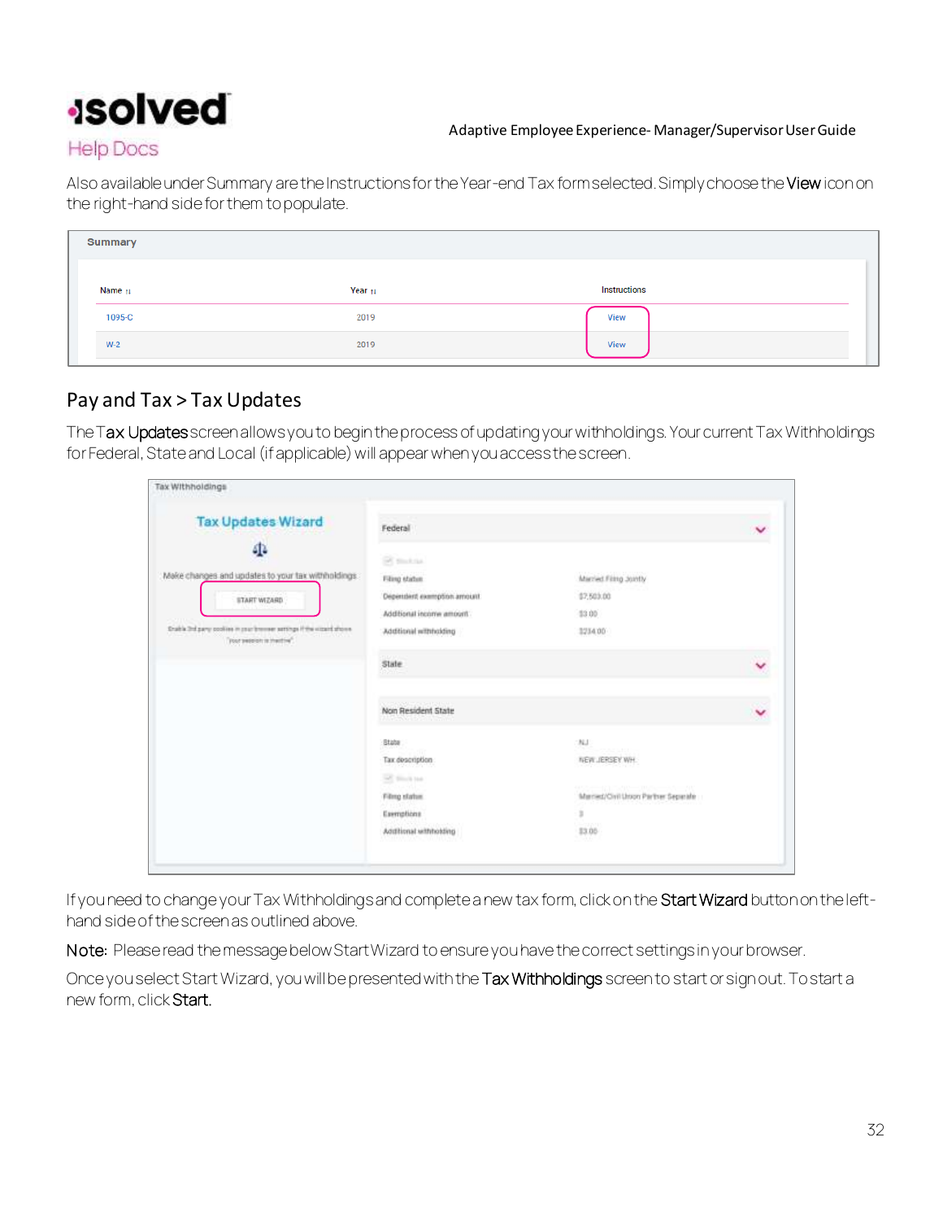Also available under Summary are the Instructions for the Year-end Tax form selected. Simply choose the **View** icon on the right-hand side for them to populate.

**Summary**

| Name | Year | Instructions |
|---|---|---|
| 1095-C | 2019 | View |
| W-2 | 2019 | View |

## Pay and Tax > Tax Updates

The **Tax Updates** screen allows you to begin the process of updating your withholdings. Your current Tax Withholdings for Federal, State and Local (if applicable) will appear when you access the screen.

If you need to change your Tax Withholdings and complete a new tax form, click on the **Start Wizard** button on the left-hand side of the screen as outlined above.

**Note:** Please read the message below Start Wizard to ensure you have the correct settings in your browser.

Once you select Start Wizard, you will be presented with the **Tax Withholdings** screen to start or sign out. To start a new form, click **Start**.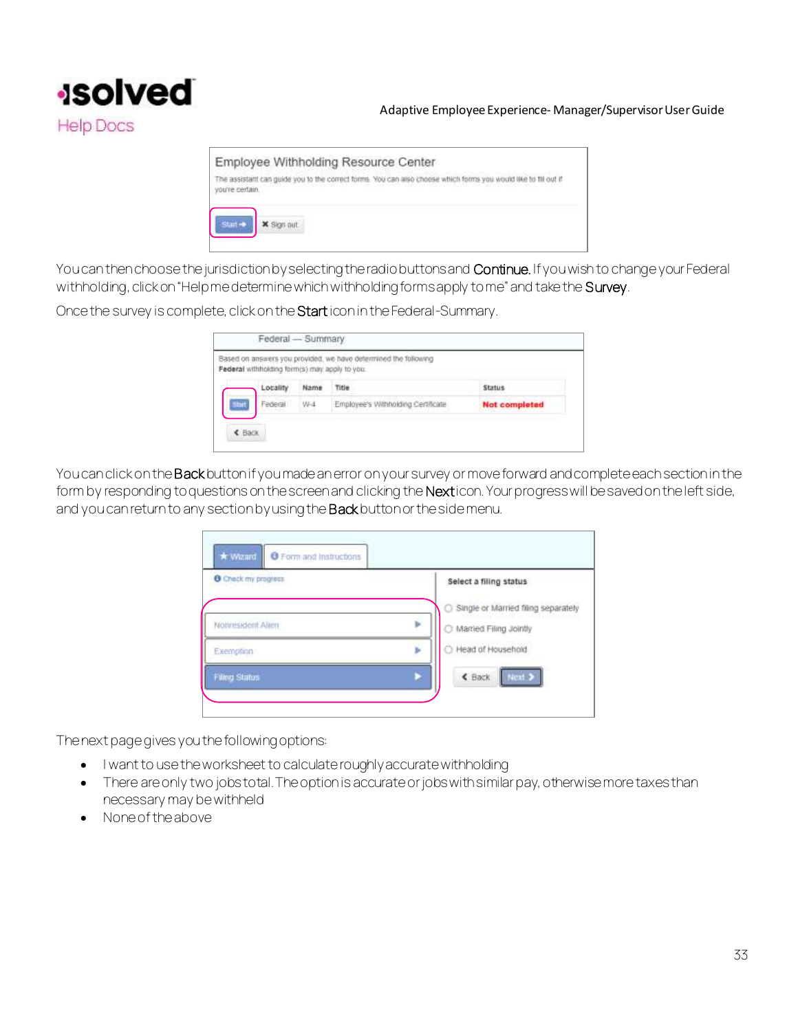You can then choose the jurisdiction by selecting the radio buttons and **Continue.** If you wish to change your Federal withholding, click on "Help me determine which withholding forms apply to me" and take the **Survey**.

Once the survey is complete, click on the **Start** icon in the Federal-Summary.

You can click on the **Back** button if you made an error on your survey or move forward and complete each section in the form by responding to questions on the screen and clicking the **Next** icon. Your progress will be saved on the left side, and you can return to any section by using the **Back** button or the side menu.

The next page gives you the following options:

- I want to use the worksheet to calculate roughly accurate withholding
- There are only two jobs total. The option is accurate or jobs with similar pay, otherwise more taxes than necessary may be withheld
- None of the above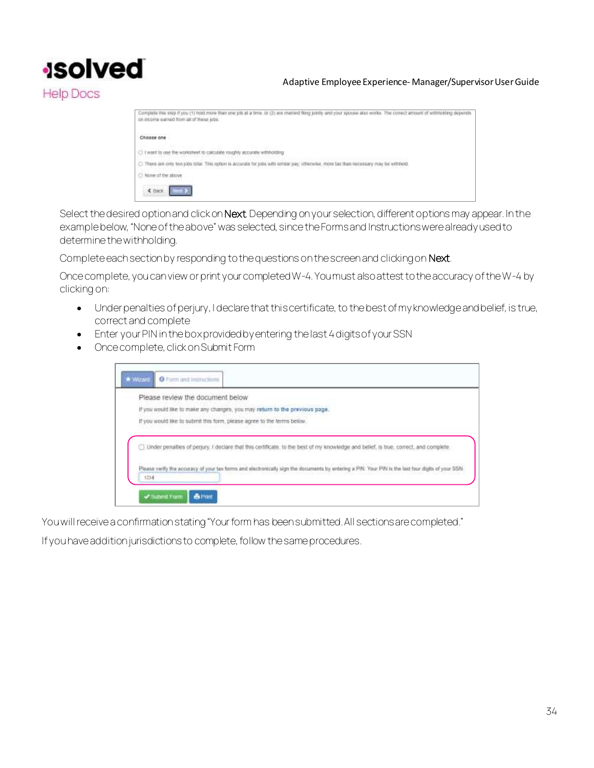Select the desired option and click on **Next**. Depending on your selection, different options may appear. In the example below, "None of the above" was selected, since the Forms and Instructions were already used to determine the withholding.

Complete each section by responding to the questions on the screen and clicking on **Next**.

Once complete, you can view or print your completed W-4. You must also attest to the accuracy of the W-4 by clicking on:

- Under penalties of perjury, I declare that this certificate, to the best of my knowledge and belief, is true, correct and complete
- Enter your PIN in the box provided by entering the last 4 digits of your SSN
- Once complete, click on Submit Form

You will receive a confirmation stating "Your form has been submitted. All sections are completed."

If you have addition jurisdictions to complete, follow the same procedures.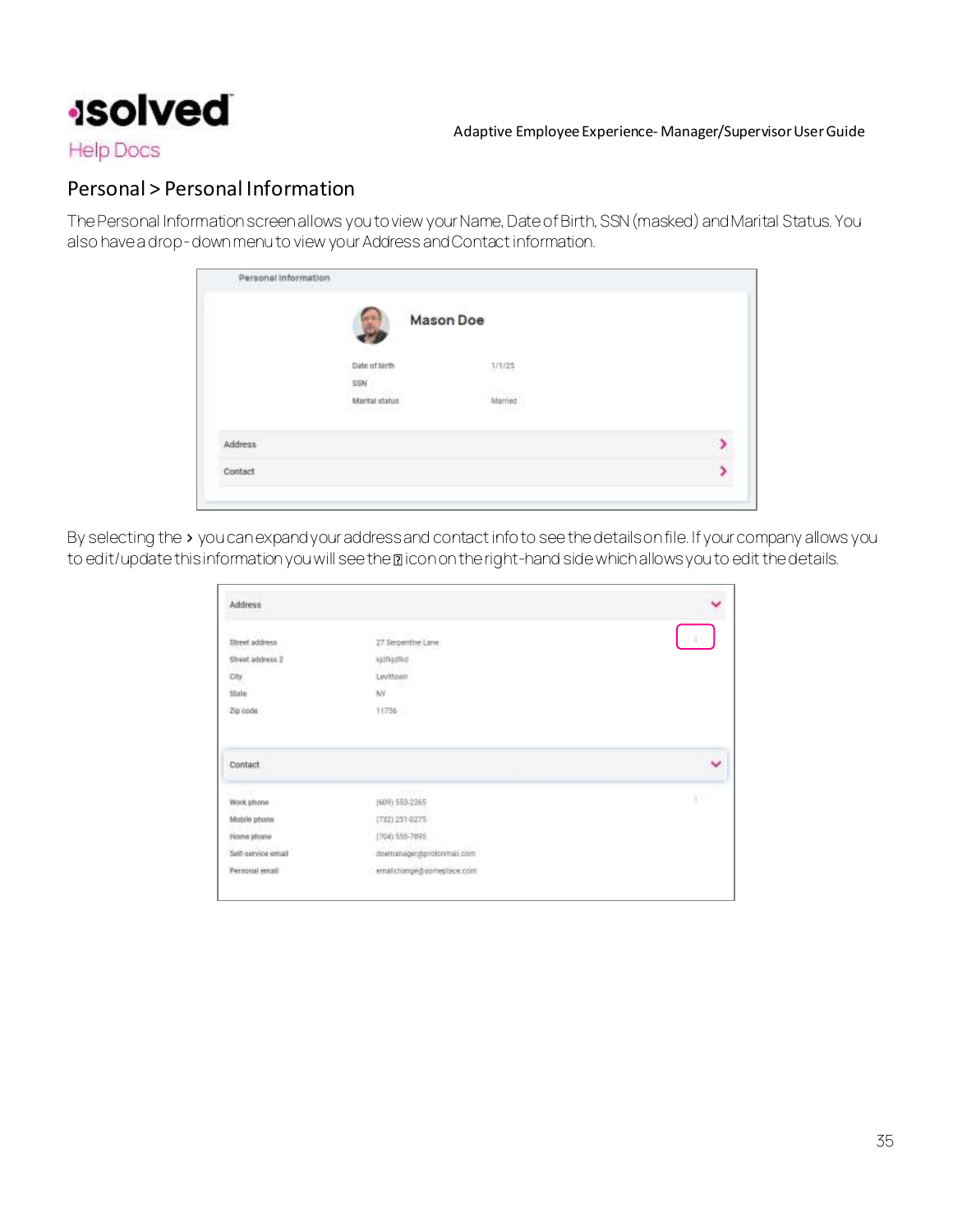## Personal > Personal Information

The Personal Information screen allows you to view your Name, Date of Birth, SSN (masked) and Marital Status. You also have a drop-down menu to view your Address and Contact information.

By selecting the > you can expand your address and contact info to see the details on file. If your company allows you to edit/update this information you will see the ☐ icon on the right-hand side which allows you to edit the details.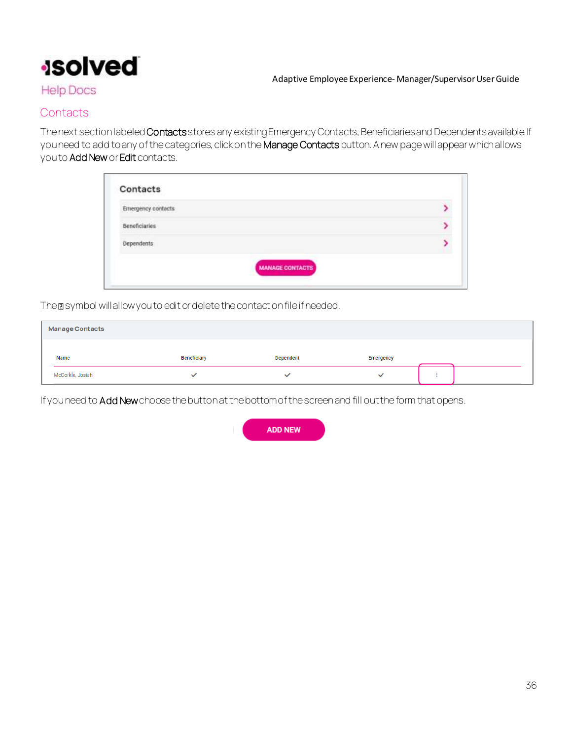## Contacts

The next section labeled **Contacts** stores any existing Emergency Contacts, Beneficiaries and Dependents available. If you need to add to any of the categories, click on the **Manage Contacts** button. A new page will appear which allows you to **Add New** or **Edit** contacts.

The ⁝ symbol will allow you to edit or delete the contact on file if needed.

If you need to **Add New** choose the button at the bottom of the screen and fill out the form that opens.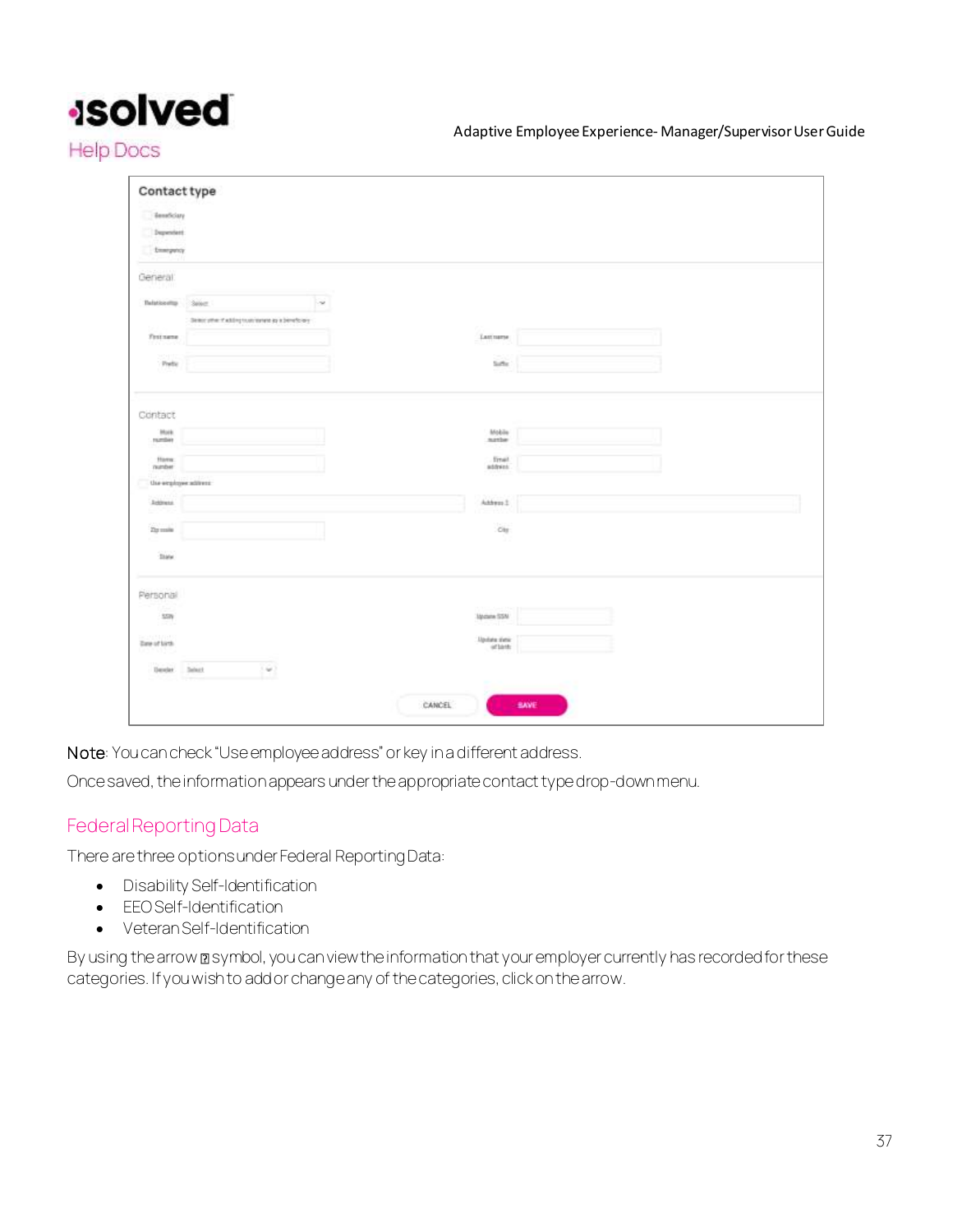Contact type

Beneficiary

Dependent

Emergency

General

Relationship Select

Select other if adding to as beneficiary

First name

Last name

Prefix

Suffix

Contact

Work number

Mobile number

Home number

Email address

Use employee address

Address

Address 2

Zip code

City

State

Personal

SSN

Update SSN

Date of birth

Update date of birth

Gender Select

CANCEL SAVE

**Note**: You can check "Use employee address" or key in a different address.

Once saved, the information appears under the appropriate contact type drop-down menu.

## Federal Reporting Data

There are three options under Federal Reporting Data:

- Disability Self-Identification
- EEO Self-Identification
- Veteran Self-Identification

By using the arrow ▯ symbol, you can view the information that your employer currently has recorded for these categories. If you wish to add or change any of the categories, click on the arrow.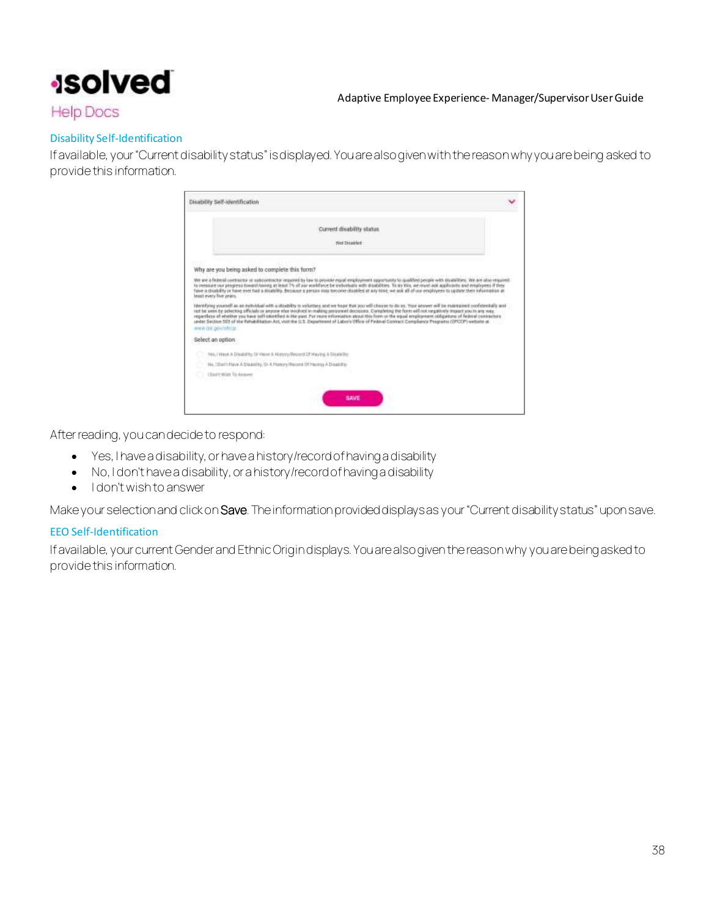## Disability Self-Identification

If available, your "Current disability status" is displayed. You are also given with the reason why you are being asked to provide this information.

After reading, you can decide to respond:

- Yes, I have a disability, or have a history/record of having a disability
- No, I don't have a disability, or a history/record of having a disability
- I don't wish to answer

Make your selection and click on **Save**. The information provided displays as your "Current disability status" upon save.

## EEO Self-Identification

If available, your current Gender and Ethnic Origin displays. You are also given the reason why you are being asked to provide this information.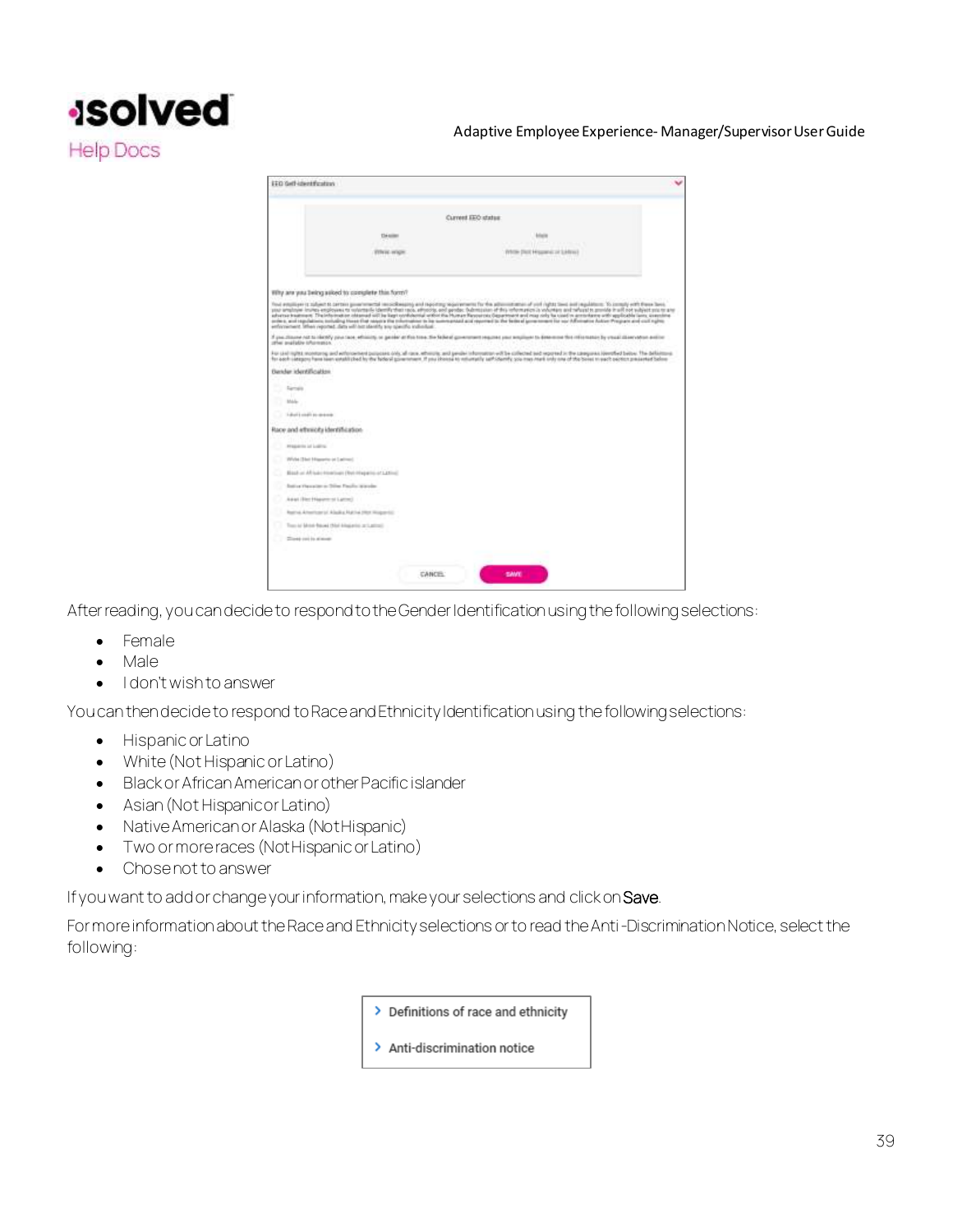After reading, you can decide to respond to the Gender Identification using the following selections:

- Female
- Male
- I don't wish to answer

You can then decide to respond to Race and Ethnicity Identification using the following selections:

- Hispanic or Latino
- White (Not Hispanic or Latino)
- Black or African American or other Pacific islander
- Asian (Not Hispanic or Latino)
- Native American or Alaska (Not Hispanic)
- Two or more races (Not Hispanic or Latino)
- Chose not to answer

If you want to add or change your information, make your selections and click on **Save**.

For more information about the Race and Ethnicity selections or to read the Anti-Discrimination Notice, select the following:

> Definitions of race and ethnicity

> Anti-discrimination notice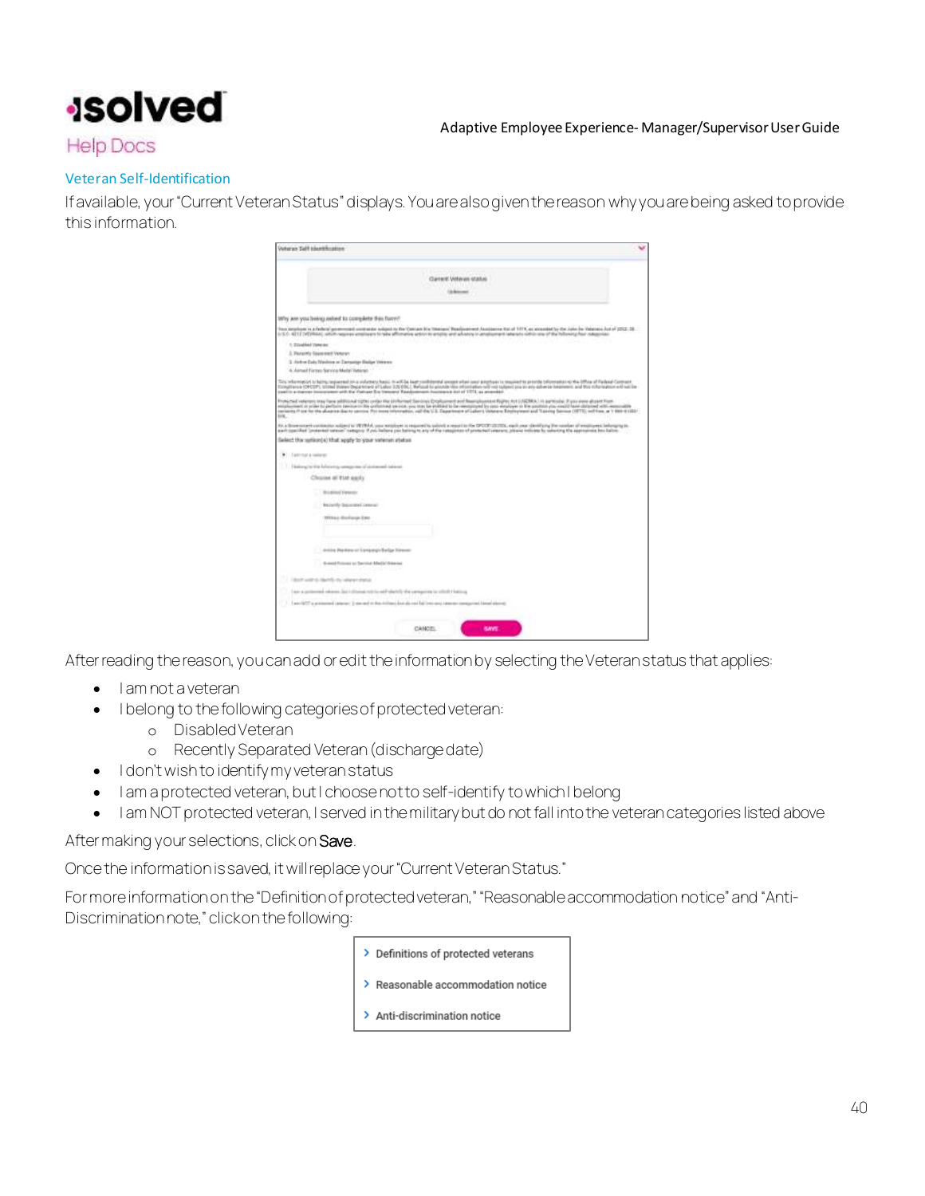## Veteran Self-Identification

If available, your "Current Veteran Status" displays. You are also given the reason why you are being asked to provide this information.

After reading the reason, you can add or edit the information by selecting the Veteran status that applies:

- I am not a veteran
- I belong to the following categories of protected veteran:
    - Disabled Veteran
    - Recently Separated Veteran (discharge date)
- I don't wish to identify my veteran status
- I am a protected veteran, but I choose not to self-identify to which I belong
- I am NOT protected veteran, I served in the military but do not fall into the veteran categories listed above

After making your selections, click on **Save**.

Once the information is saved, it will replace your "Current Veteran Status."

For more information on the "Definition of protected veteran," "Reasonable accommodation notice" and "Anti-Discrimination note," click on the following:

- Definitions of protected veterans
- Reasonable accommodation notice
- Anti-discrimination notice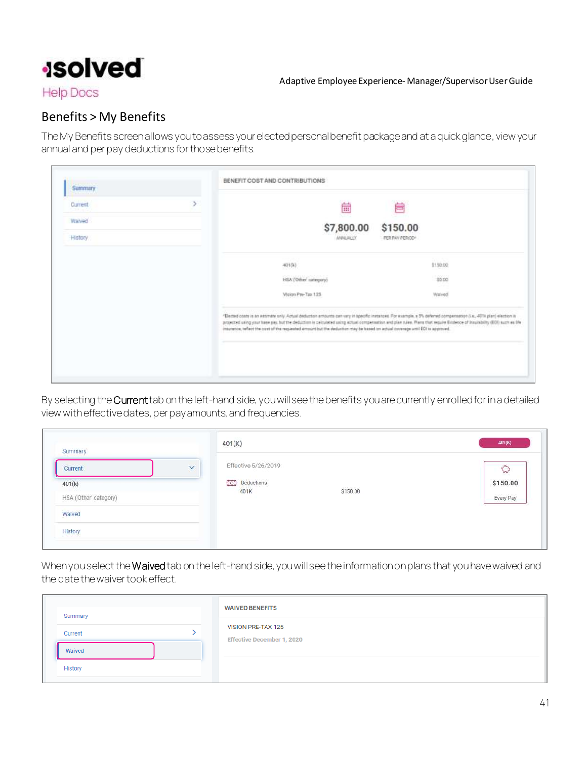## Benefits > My Benefits

The My Benefits screen allows you to assess your elected personal benefit package and at a quick glance, view your annual and per pay deductions for those benefits.

By selecting the **Current** tab on the left-hand side, you will see the benefits you are currently enrolled for in a detailed view with effective dates, per pay amounts, and frequencies.

When you select the **Waived** tab on the left-hand side, you will see the information on plans that you have waived and the date the waiver took effect.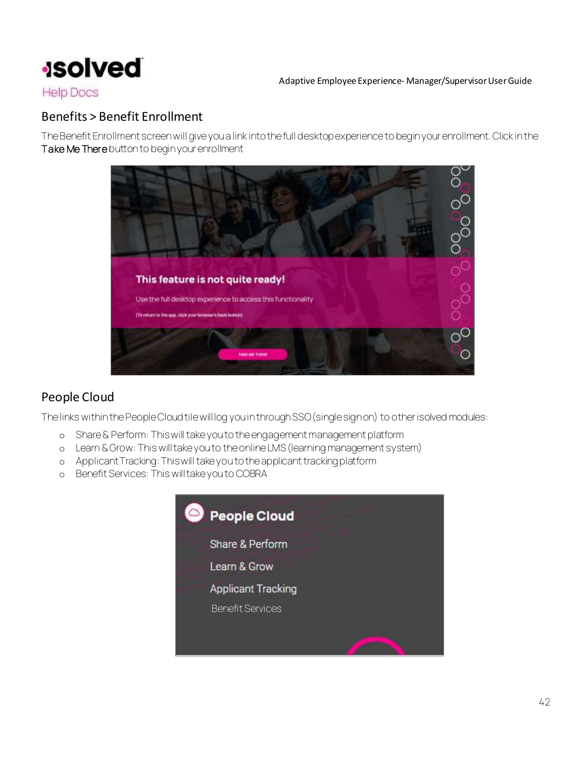## Benefits > Benefit Enrollment

The Benefit Enrollment screen will give you a link into the full desktop experience to begin your enrollment. Click in the **Take Me There** button to begin your enrollment

## People Cloud

The links within the People Cloud tile will log you in through SSO (single sign on) to other isolved modules:

- Share & Perform: This will take you to the engagement management platform
- Learn & Grow: This will take you to the online LMS (learning management system)
- Applicant Tracking: This will take you to the applicant tracking platform
- Benefit Services: This will take you to COBRA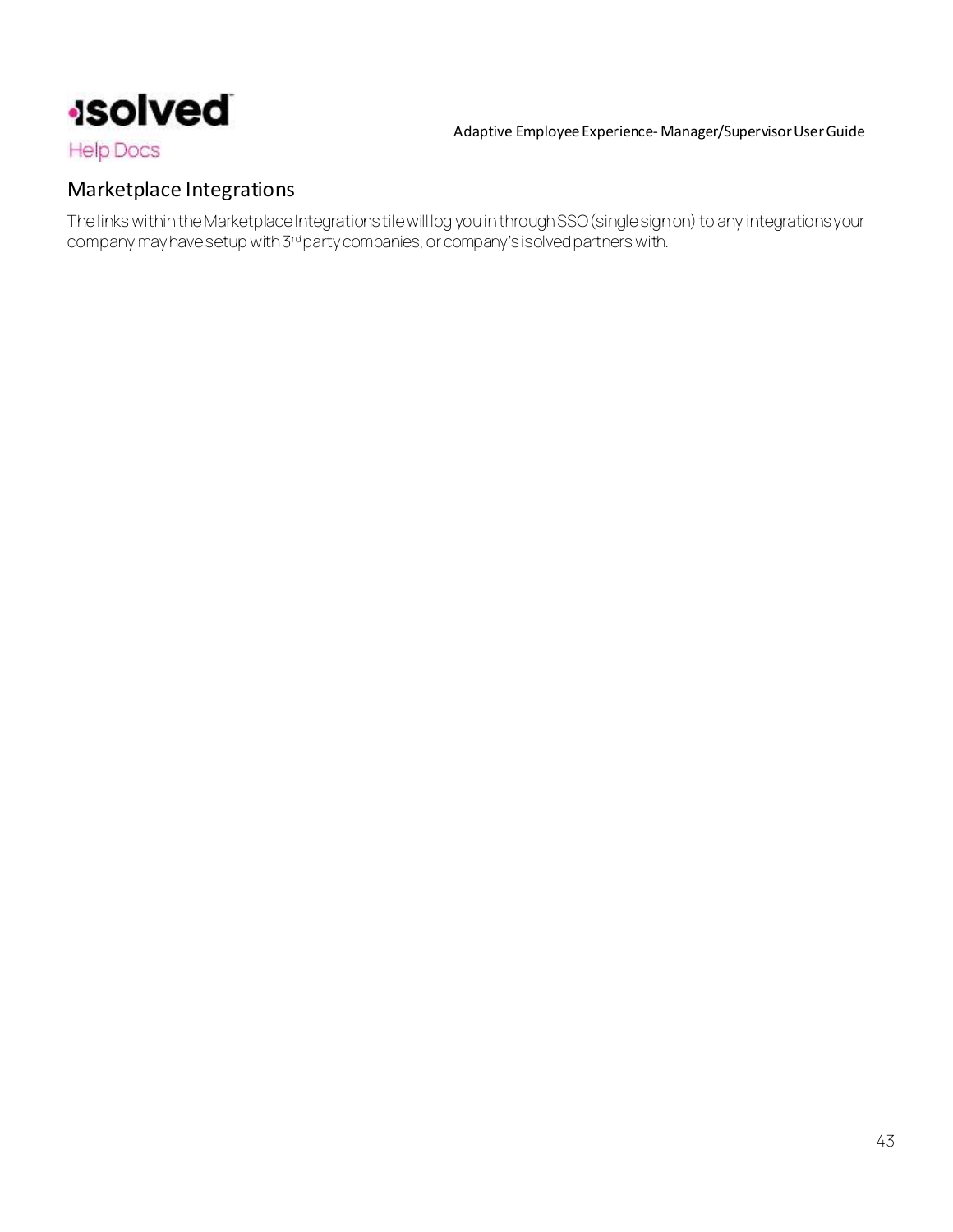## Marketplace Integrations

The links within the Marketplace Integrations tile will log you in through SSO (single sign on) to any integrations your company may have setup with 3rd party companies, or company's isolved partners with.